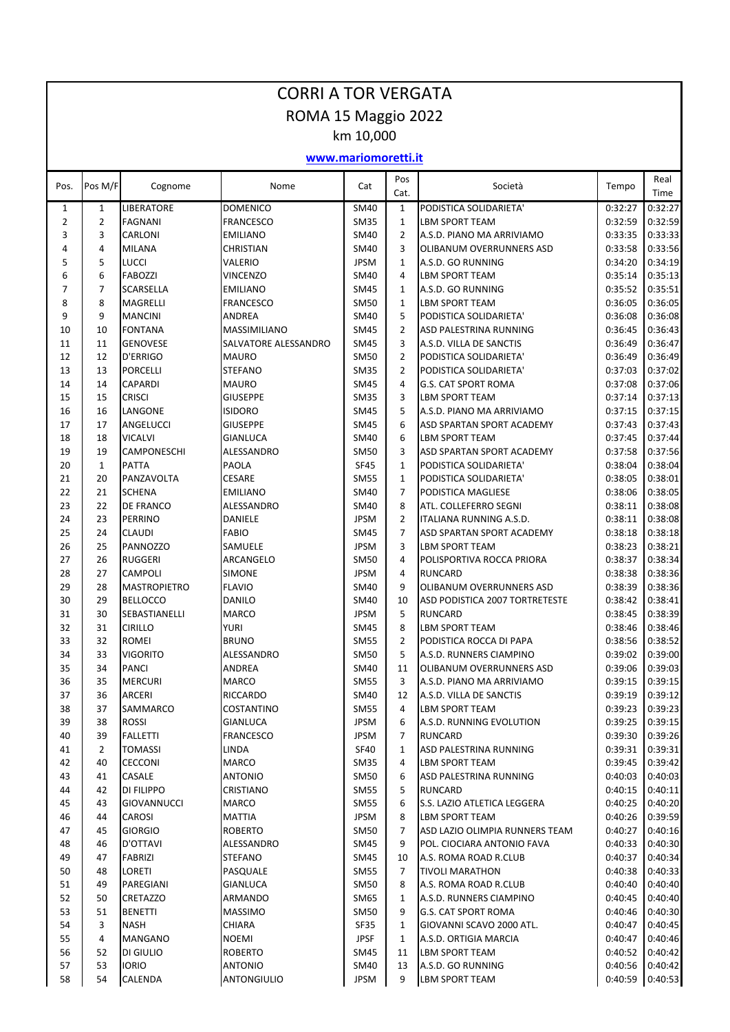# CORRI A TOR VERGATA

## ROMA 15 Maggio 2022

### km 10,000

**www.mariomoretti.it**

| Pos. | Pos M/F | Cognome | Nome | Cat | Pos Cat. | Società | Tempo | Real Time |
|---|---|---|---|---|---|---|---|---|
| 1 | 1 | LIBERATORE | DOMENICO | SM40 | 1 | PODISTICA SOLIDARIETA' | 0:32:27 | 0:32:27 |
| 2 | 2 | FAGNANI | FRANCESCO | SM35 | 1 | LBM SPORT TEAM | 0:32:59 | 0:32:59 |
| 3 | 3 | CARLONI | EMILIANO | SM40 | 2 | A.S.D. PIANO MA ARRIVIAMO | 0:33:35 | 0:33:33 |
| 4 | 4 | MILANA | CHRISTIAN | SM40 | 3 | OLIBANUM OVERRUNNERS ASD | 0:33:58 | 0:33:56 |
| 5 | 5 | LUCCI | VALERIO | JPSM | 1 | A.S.D. GO RUNNING | 0:34:20 | 0:34:19 |
| 6 | 6 | FABOZZI | VINCENZO | SM40 | 4 | LBM SPORT TEAM | 0:35:14 | 0:35:13 |
| 7 | 7 | SCARSELLA | EMILIANO | SM45 | 1 | A.S.D. GO RUNNING | 0:35:52 | 0:35:51 |
| 8 | 8 | MAGRELLI | FRANCESCO | SM50 | 1 | LBM SPORT TEAM | 0:36:05 | 0:36:05 |
| 9 | 9 | MANCINI | ANDREA | SM40 | 5 | PODISTICA SOLIDARIETA' | 0:36:08 | 0:36:08 |
| 10 | 10 | FONTANA | MASSIMILIANO | SM45 | 2 | ASD PALESTRINA RUNNING | 0:36:45 | 0:36:43 |
| 11 | 11 | GENOVESE | SALVATORE ALESSANDRO | SM45 | 3 | A.S.D. VILLA DE SANCTIS | 0:36:49 | 0:36:47 |
| 12 | 12 | D'ERRIGO | MAURO | SM50 | 2 | PODISTICA SOLIDARIETA' | 0:36:49 | 0:36:49 |
| 13 | 13 | PORCELLI | STEFANO | SM35 | 2 | PODISTICA SOLIDARIETA' | 0:37:03 | 0:37:02 |
| 14 | 14 | CAPARDI | MAURO | SM45 | 4 | G.S. CAT SPORT ROMA | 0:37:08 | 0:37:06 |
| 15 | 15 | CRISCI | GIUSEPPE | SM35 | 3 | LBM SPORT TEAM | 0:37:14 | 0:37:13 |
| 16 | 16 | LANGONE | ISIDORO | SM45 | 5 | A.S.D. PIANO MA ARRIVIAMO | 0:37:15 | 0:37:15 |
| 17 | 17 | ANGELUCCI | GIUSEPPE | SM45 | 6 | ASD SPARTAN SPORT ACADEMY | 0:37:43 | 0:37:43 |
| 18 | 18 | VICALVI | GIANLUCA | SM40 | 6 | LBM SPORT TEAM | 0:37:45 | 0:37:44 |
| 19 | 19 | CAMPONESCHI | ALESSANDRO | SM50 | 3 | ASD SPARTAN SPORT ACADEMY | 0:37:58 | 0:37:56 |
| 20 | 1 | PATTA | PAOLA | SF45 | 1 | PODISTICA SOLIDARIETA' | 0:38:04 | 0:38:04 |
| 21 | 20 | PANZAVOLTA | CESARE | SM55 | 1 | PODISTICA SOLIDARIETA' | 0:38:05 | 0:38:01 |
| 22 | 21 | SCHENA | EMILIANO | SM40 | 7 | PODISTICA MAGLIESE | 0:38:06 | 0:38:05 |
| 23 | 22 | DE FRANCO | ALESSANDRO | SM40 | 8 | ATL. COLLEFERRO SEGNI | 0:38:11 | 0:38:08 |
| 24 | 23 | PERRINO | DANIELE | JPSM | 2 | ITALIANA RUNNING A.S.D. | 0:38:11 | 0:38:08 |
| 25 | 24 | CLAUDI | FABIO | SM45 | 7 | ASD SPARTAN SPORT ACADEMY | 0:38:18 | 0:38:18 |
| 26 | 25 | PANNOZZO | SAMUELE | JPSM | 3 | LBM SPORT TEAM | 0:38:23 | 0:38:21 |
| 27 | 26 | RUGGERI | ARCANGELO | SM50 | 4 | POLISPORTIVA ROCCA PRIORA | 0:38:37 | 0:38:34 |
| 28 | 27 | CAMPOLI | SIMONE | JPSM | 4 | RUNCARD | 0:38:38 | 0:38:36 |
| 29 | 28 | MASTROPIETRO | FLAVIO | SM40 | 9 | OLIBANUM OVERRUNNERS ASD | 0:38:39 | 0:38:36 |
| 30 | 29 | BELLOCCO | DANILO | SM40 | 10 | ASD PODISTICA 2007 TORTRETESTE | 0:38:42 | 0:38:41 |
| 31 | 30 | SEBASTIANELLI | MARCO | JPSM | 5 | RUNCARD | 0:38:45 | 0:38:39 |
| 32 | 31 | CIRILLO | YURI | SM45 | 8 | LBM SPORT TEAM | 0:38:46 | 0:38:46 |
| 33 | 32 | ROMEI | BRUNO | SM55 | 2 | PODISTICA ROCCA DI PAPA | 0:38:56 | 0:38:52 |
| 34 | 33 | VIGORITO | ALESSANDRO | SM50 | 5 | A.S.D. RUNNERS CIAMPINO | 0:39:02 | 0:39:00 |
| 35 | 34 | PANCI | ANDREA | SM40 | 11 | OLIBANUM OVERRUNNERS ASD | 0:39:06 | 0:39:03 |
| 36 | 35 | MERCURI | MARCO | SM55 | 3 | A.S.D. PIANO MA ARRIVIAMO | 0:39:15 | 0:39:15 |
| 37 | 36 | ARCERI | RICCARDO | SM40 | 12 | A.S.D. VILLA DE SANCTIS | 0:39:19 | 0:39:12 |
| 38 | 37 | SAMMARCO | COSTANTINO | SM55 | 4 | LBM SPORT TEAM | 0:39:23 | 0:39:23 |
| 39 | 38 | ROSSI | GIANLUCA | JPSM | 6 | A.S.D. RUNNING EVOLUTION | 0:39:25 | 0:39:15 |
| 40 | 39 | FALLETTI | FRANCESCO | JPSM | 7 | RUNCARD | 0:39:30 | 0:39:26 |
| 41 | 2 | TOMASSI | LINDA | SF40 | 1 | ASD PALESTRINA RUNNING | 0:39:31 | 0:39:31 |
| 42 | 40 | CECCONI | MARCO | SM35 | 4 | LBM SPORT TEAM | 0:39:45 | 0:39:42 |
| 43 | 41 | CASALE | ANTONIO | SM50 | 6 | ASD PALESTRINA RUNNING | 0:40:03 | 0:40:03 |
| 44 | 42 | DI FILIPPO | CRISTIANO | SM55 | 5 | RUNCARD | 0:40:15 | 0:40:11 |
| 45 | 43 | GIOVANNUCCI | MARCO | SM55 | 6 | S.S. LAZIO ATLETICA LEGGERA | 0:40:25 | 0:40:20 |
| 46 | 44 | CAROSI | MATTIA | JPSM | 8 | LBM SPORT TEAM | 0:40:26 | 0:39:59 |
| 47 | 45 | GIORGIO | ROBERTO | SM50 | 7 | ASD LAZIO OLIMPIA RUNNERS TEAM | 0:40:27 | 0:40:16 |
| 48 | 46 | D'OTTAVI | ALESSANDRO | SM45 | 9 | POL. CIOCIARA ANTONIO FAVA | 0:40:33 | 0:40:30 |
| 49 | 47 | FABRIZI | STEFANO | SM45 | 10 | A.S. ROMA ROAD R.CLUB | 0:40:37 | 0:40:34 |
| 50 | 48 | LORETI | PASQUALE | SM55 | 7 | TIVOLI MARATHON | 0:40:38 | 0:40:33 |
| 51 | 49 | PAREGIANI | GIANLUCA | SM50 | 8 | A.S. ROMA ROAD R.CLUB | 0:40:40 | 0:40:40 |
| 52 | 50 | CRETAZZO | ARMANDO | SM65 | 1 | A.S.D. RUNNERS CIAMPINO | 0:40:45 | 0:40:40 |
| 53 | 51 | BENETTI | MASSIMO | SM50 | 9 | G.S. CAT SPORT ROMA | 0:40:46 | 0:40:30 |
| 54 | 3 | NASH | CHIARA | SF35 | 1 | GIOVANNI SCAVO 2000 ATL. | 0:40:47 | 0:40:45 |
| 55 | 4 | MANGANO | NOEMI | JPSF | 1 | A.S.D. ORTIGIA MARCIA | 0:40:47 | 0:40:46 |
| 56 | 52 | DI GIULIO | ROBERTO | SM45 | 11 | LBM SPORT TEAM | 0:40:52 | 0:40:42 |
| 57 | 53 | IORIO | ANTONIO | SM40 | 13 | A.S.D. GO RUNNING | 0:40:56 | 0:40:42 |
| 58 | 54 | CALENDA | ANTONGIULIO | JPSM | 9 | LBM SPORT TEAM | 0:40:59 | 0:40:53 |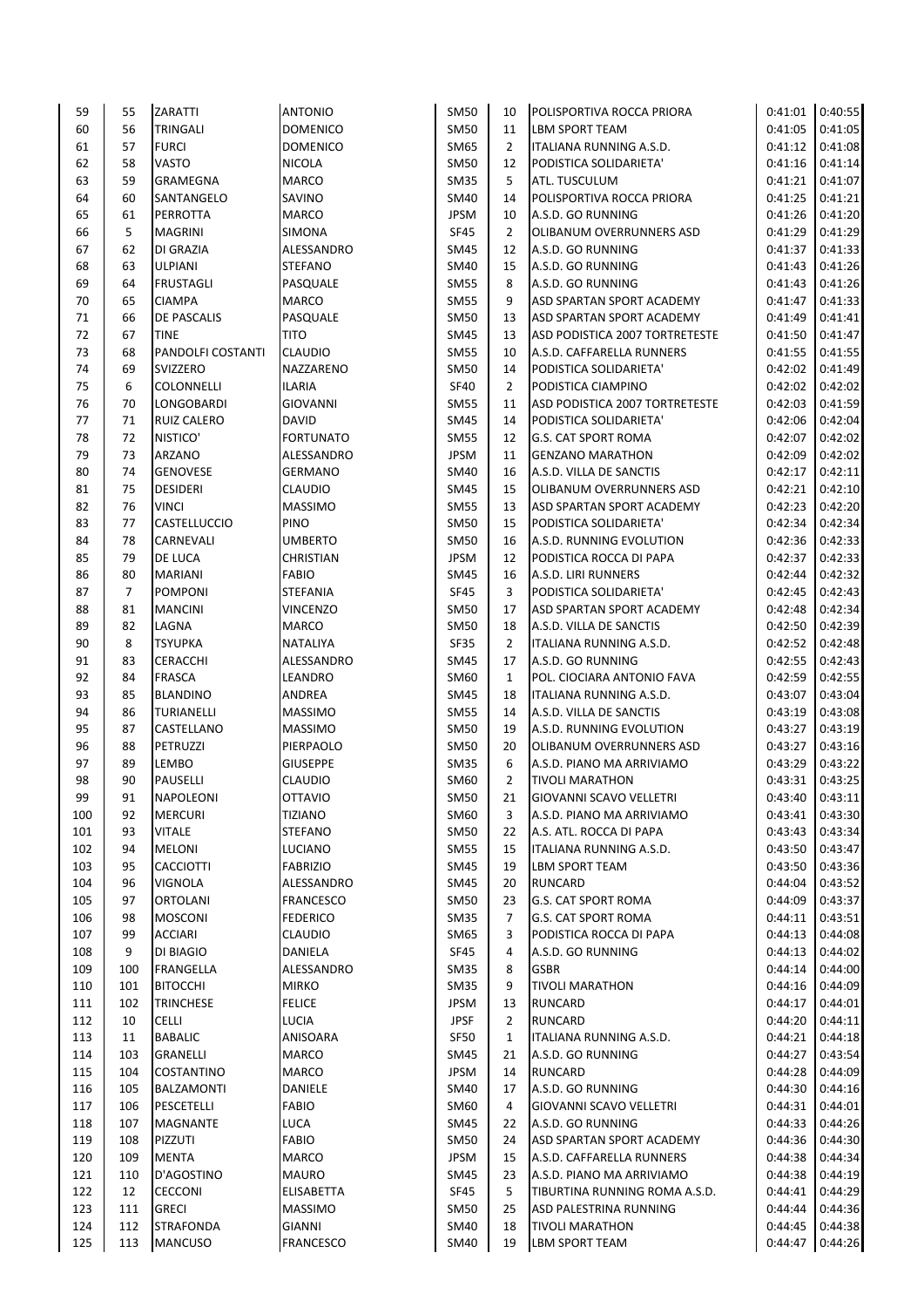| | | | | | | | | |
|---|---|---|---|---|---|---|---|---|
| 59 | 55 | ZARATTI | ANTONIO | SM50 | 10 | POLISPORTIVA ROCCA PRIORA | 0:41:01 | 0:40:55 |
| 60 | 56 | TRINGALI | DOMENICO | SM50 | 11 | LBM SPORT TEAM | 0:41:05 | 0:41:05 |
| 61 | 57 | FURCI | DOMENICO | SM65 | 2 | ITALIANA RUNNING A.S.D. | 0:41:12 | 0:41:08 |
| 62 | 58 | VASTO | NICOLA | SM50 | 12 | PODISTICA SOLIDARIETA' | 0:41:16 | 0:41:14 |
| 63 | 59 | GRAMEGNA | MARCO | SM35 | 5 | ATL. TUSCULUM | 0:41:21 | 0:41:07 |
| 64 | 60 | SANTANGELO | SAVINO | SM40 | 14 | POLISPORTIVA ROCCA PRIORA | 0:41:25 | 0:41:21 |
| 65 | 61 | PERROTTA | MARCO | JPSM | 10 | A.S.D. GO RUNNING | 0:41:26 | 0:41:20 |
| 66 | 5 | MAGRINI | SIMONA | SF45 | 2 | OLIBANUM OVERRUNNERS ASD | 0:41:29 | 0:41:29 |
| 67 | 62 | DI GRAZIA | ALESSANDRO | SM45 | 12 | A.S.D. GO RUNNING | 0:41:37 | 0:41:33 |
| 68 | 63 | ULPIANI | STEFANO | SM40 | 15 | A.S.D. GO RUNNING | 0:41:43 | 0:41:26 |
| 69 | 64 | FRUSTAGLI | PASQUALE | SM55 | 8 | A.S.D. GO RUNNING | 0:41:43 | 0:41:26 |
| 70 | 65 | CIAMPA | MARCO | SM55 | 9 | ASD SPARTAN SPORT ACADEMY | 0:41:47 | 0:41:33 |
| 71 | 66 | DE PASCALIS | PASQUALE | SM50 | 13 | ASD SPARTAN SPORT ACADEMY | 0:41:49 | 0:41:41 |
| 72 | 67 | TINE | TITO | SM45 | 13 | ASD PODISTICA 2007 TORTRETESTE | 0:41:50 | 0:41:47 |
| 73 | 68 | PANDOLFI COSTANTI | CLAUDIO | SM55 | 10 | A.S.D. CAFFARELLA RUNNERS | 0:41:55 | 0:41:55 |
| 74 | 69 | SVIZZERO | NAZZARENO | SM50 | 14 | PODISTICA SOLIDARIETA' | 0:42:02 | 0:41:49 |
| 75 | 6 | COLONNELLI | ILARIA | SF40 | 2 | PODISTICA CIAMPINO | 0:42:02 | 0:42:02 |
| 76 | 70 | LONGOBARDI | GIOVANNI | SM55 | 11 | ASD PODISTICA 2007 TORTRETESTE | 0:42:03 | 0:41:59 |
| 77 | 71 | RUIZ CALERO | DAVID | SM45 | 14 | PODISTICA SOLIDARIETA' | 0:42:06 | 0:42:04 |
| 78 | 72 | NISTICO' | FORTUNATO | SM55 | 12 | G.S. CAT SPORT ROMA | 0:42:07 | 0:42:02 |
| 79 | 73 | ARZANO | ALESSANDRO | JPSM | 11 | GENZANO MARATHON | 0:42:09 | 0:42:02 |
| 80 | 74 | GENOVESE | GERMANO | SM40 | 16 | A.S.D. VILLA DE SANCTIS | 0:42:17 | 0:42:11 |
| 81 | 75 | DESIDERI | CLAUDIO | SM45 | 15 | OLIBANUM OVERRUNNERS ASD | 0:42:21 | 0:42:10 |
| 82 | 76 | VINCI | MASSIMO | SM55 | 13 | ASD SPARTAN SPORT ACADEMY | 0:42:23 | 0:42:20 |
| 83 | 77 | CASTELLUCCIO | PINO | SM50 | 15 | PODISTICA SOLIDARIETA' | 0:42:34 | 0:42:34 |
| 84 | 78 | CARNEVALI | UMBERTO | SM50 | 16 | A.S.D. RUNNING EVOLUTION | 0:42:36 | 0:42:33 |
| 85 | 79 | DE LUCA | CHRISTIAN | JPSM | 12 | PODISTICA ROCCA DI PAPA | 0:42:37 | 0:42:33 |
| 86 | 80 | MARIANI | FABIO | SM45 | 16 | A.S.D. LIRI RUNNERS | 0:42:44 | 0:42:32 |
| 87 | 7 | POMPONI | STEFANIA | SF45 | 3 | PODISTICA SOLIDARIETA' | 0:42:45 | 0:42:43 |
| 88 | 81 | MANCINI | VINCENZO | SM50 | 17 | ASD SPARTAN SPORT ACADEMY | 0:42:48 | 0:42:34 |
| 89 | 82 | LAGNA | MARCO | SM50 | 18 | A.S.D. VILLA DE SANCTIS | 0:42:50 | 0:42:39 |
| 90 | 8 | TSYUPKA | NATALIYA | SF35 | 2 | ITALIANA RUNNING A.S.D. | 0:42:52 | 0:42:48 |
| 91 | 83 | CERACCHI | ALESSANDRO | SM45 | 17 | A.S.D. GO RUNNING | 0:42:55 | 0:42:43 |
| 92 | 84 | FRASCA | LEANDRO | SM60 | 1 | POL. CIOCIARA ANTONIO FAVA | 0:42:59 | 0:42:55 |
| 93 | 85 | BLANDINO | ANDREA | SM45 | 18 | ITALIANA RUNNING A.S.D. | 0:43:07 | 0:43:04 |
| 94 | 86 | TURIANELLI | MASSIMO | SM55 | 14 | A.S.D. VILLA DE SANCTIS | 0:43:19 | 0:43:08 |
| 95 | 87 | CASTELLANO | MASSIMO | SM50 | 19 | A.S.D. RUNNING EVOLUTION | 0:43:27 | 0:43:19 |
| 96 | 88 | PETRUZZI | PIERPAOLO | SM50 | 20 | OLIBANUM OVERRUNNERS ASD | 0:43:27 | 0:43:16 |
| 97 | 89 | LEMBO | GIUSEPPE | SM35 | 6 | A.S.D. PIANO MA ARRIVIAMO | 0:43:29 | 0:43:22 |
| 98 | 90 | PAUSELLI | CLAUDIO | SM60 | 2 | TIVOLI MARATHON | 0:43:31 | 0:43:25 |
| 99 | 91 | NAPOLEONI | OTTAVIO | SM50 | 21 | GIOVANNI SCAVO VELLETRI | 0:43:40 | 0:43:11 |
| 100 | 92 | MERCURI | TIZIANO | SM60 | 3 | A.S.D. PIANO MA ARRIVIAMO | 0:43:41 | 0:43:30 |
| 101 | 93 | VITALE | STEFANO | SM50 | 22 | A.S. ATL. ROCCA DI PAPA | 0:43:43 | 0:43:34 |
| 102 | 94 | MELONI | LUCIANO | SM55 | 15 | ITALIANA RUNNING A.S.D. | 0:43:50 | 0:43:47 |
| 103 | 95 | CACCIOTTI | FABRIZIO | SM45 | 19 | LBM SPORT TEAM | 0:43:50 | 0:43:36 |
| 104 | 96 | VIGNOLA | ALESSANDRO | SM45 | 20 | RUNCARD | 0:44:04 | 0:43:52 |
| 105 | 97 | ORTOLANI | FRANCESCO | SM50 | 23 | G.S. CAT SPORT ROMA | 0:44:09 | 0:43:37 |
| 106 | 98 | MOSCONI | FEDERICO | SM35 | 7 | G.S. CAT SPORT ROMA | 0:44:11 | 0:43:51 |
| 107 | 99 | ACCIARI | CLAUDIO | SM65 | 3 | PODISTICA ROCCA DI PAPA | 0:44:13 | 0:44:08 |
| 108 | 9 | DI BIAGIO | DANIELA | SF45 | 4 | A.S.D. GO RUNNING | 0:44:13 | 0:44:02 |
| 109 | 100 | FRANGELLA | ALESSANDRO | SM35 | 8 | GSBR | 0:44:14 | 0:44:00 |
| 110 | 101 | BITOCCHI | MIRKO | SM35 | 9 | TIVOLI MARATHON | 0:44:16 | 0:44:09 |
| 111 | 102 | TRINCHESE | FELICE | JPSM | 13 | RUNCARD | 0:44:17 | 0:44:01 |
| 112 | 10 | CELLI | LUCIA | JPSF | 2 | RUNCARD | 0:44:20 | 0:44:11 |
| 113 | 11 | BABALIC | ANISOARA | SF50 | 1 | ITALIANA RUNNING A.S.D. | 0:44:21 | 0:44:18 |
| 114 | 103 | GRANELLI | MARCO | SM45 | 21 | A.S.D. GO RUNNING | 0:44:27 | 0:43:54 |
| 115 | 104 | COSTANTINO | MARCO | JPSM | 14 | RUNCARD | 0:44:28 | 0:44:09 |
| 116 | 105 | BALZAMONTI | DANIELE | SM40 | 17 | A.S.D. GO RUNNING | 0:44:30 | 0:44:16 |
| 117 | 106 | PESCETELLI | FABIO | SM60 | 4 | GIOVANNI SCAVO VELLETRI | 0:44:31 | 0:44:01 |
| 118 | 107 | MAGNANTE | LUCA | SM45 | 22 | A.S.D. GO RUNNING | 0:44:33 | 0:44:26 |
| 119 | 108 | PIZZUTI | FABIO | SM50 | 24 | ASD SPARTAN SPORT ACADEMY | 0:44:36 | 0:44:30 |
| 120 | 109 | MENTA | MARCO | JPSM | 15 | A.S.D. CAFFARELLA RUNNERS | 0:44:38 | 0:44:34 |
| 121 | 110 | D'AGOSTINO | MAURO | SM45 | 23 | A.S.D. PIANO MA ARRIVIAMO | 0:44:38 | 0:44:19 |
| 122 | 12 | CECCONI | ELISABETTA | SF45 | 5 | TIBURTINA RUNNING ROMA A.S.D. | 0:44:41 | 0:44:29 |
| 123 | 111 | GRECI | MASSIMO | SM50 | 25 | ASD PALESTRINA RUNNING | 0:44:44 | 0:44:36 |
| 124 | 112 | STRAFONDA | GIANNI | SM40 | 18 | TIVOLI MARATHON | 0:44:45 | 0:44:38 |
| 125 | 113 | MANCUSO | FRANCESCO | SM40 | 19 | LBM SPORT TEAM | 0:44:47 | 0:44:26 |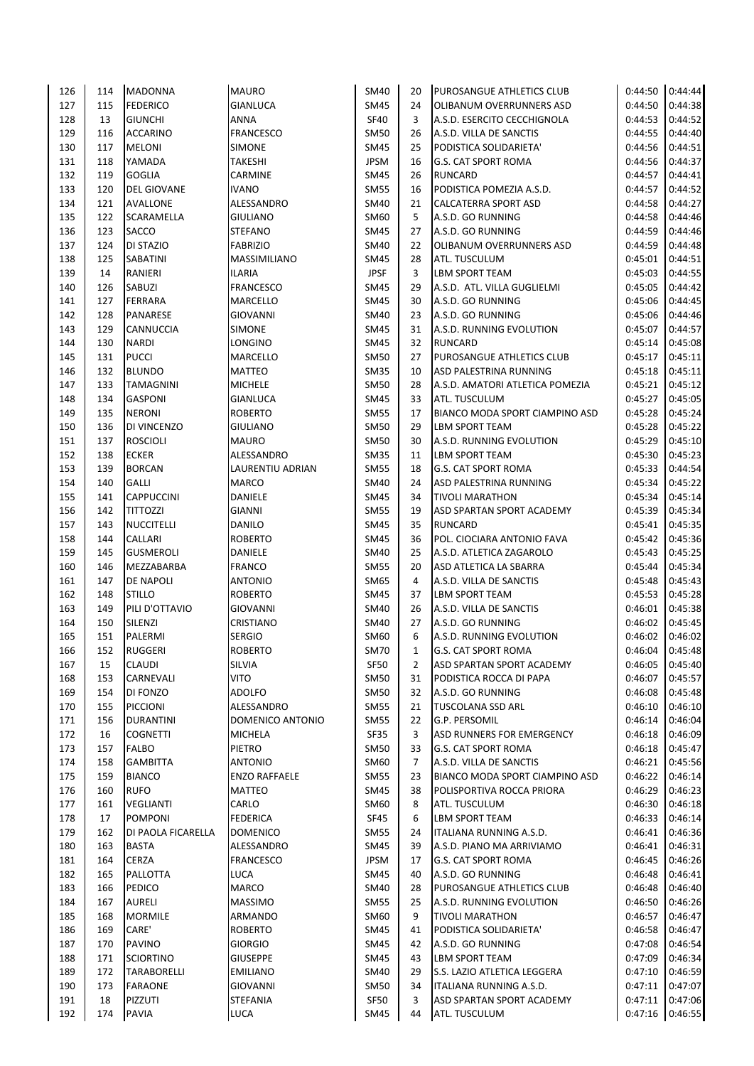| 126 | 114 | MADONNA | MAURO | SM40 | 20 | PUROSANGUE ATHLETICS CLUB | 0:44:50 | 0:44:44 |
|---|---|---|---|---|---|---|---|---|
| 127 | 115 | FEDERICO | GIANLUCA | SM45 | 24 | OLIBANUM OVERRUNNERS ASD | 0:44:50 | 0:44:38 |
| 128 | 13 | GIUNCHI | ANNA | SF40 | 3 | A.S.D. ESERCITO CECCHIGNOLA | 0:44:53 | 0:44:52 |
| 129 | 116 | ACCARINO | FRANCESCO | SM50 | 26 | A.S.D. VILLA DE SANCTIS | 0:44:55 | 0:44:40 |
| 130 | 117 | MELONI | SIMONE | SM45 | 25 | PODISTICA SOLIDARIETA' | 0:44:56 | 0:44:51 |
| 131 | 118 | YAMADA | TAKESHI | JPSM | 16 | G.S. CAT SPORT ROMA | 0:44:56 | 0:44:37 |
| 132 | 119 | GOGLIA | CARMINE | SM45 | 26 | RUNCARD | 0:44:57 | 0:44:41 |
| 133 | 120 | DEL GIOVANE | IVANO | SM55 | 16 | PODISTICA POMEZIA A.S.D. | 0:44:57 | 0:44:52 |
| 134 | 121 | AVALLONE | ALESSANDRO | SM40 | 21 | CALCATERRA SPORT ASD | 0:44:58 | 0:44:27 |
| 135 | 122 | SCARAMELLA | GIULIANO | SM60 | 5 | A.S.D. GO RUNNING | 0:44:58 | 0:44:46 |
| 136 | 123 | SACCO | STEFANO | SM45 | 27 | A.S.D. GO RUNNING | 0:44:59 | 0:44:46 |
| 137 | 124 | DI STAZIO | FABRIZIO | SM40 | 22 | OLIBANUM OVERRUNNERS ASD | 0:44:59 | 0:44:48 |
| 138 | 125 | SABATINI | MASSIMILIANO | SM45 | 28 | ATL. TUSCULUM | 0:45:01 | 0:44:51 |
| 139 | 14 | RANIERI | ILARIA | JPSF | 3 | LBM SPORT TEAM | 0:45:03 | 0:44:55 |
| 140 | 126 | SABUZI | FRANCESCO | SM45 | 29 | A.S.D. ATL. VILLA GUGLIELMI | 0:45:05 | 0:44:42 |
| 141 | 127 | FERRARA | MARCELLO | SM45 | 30 | A.S.D. GO RUNNING | 0:45:06 | 0:44:45 |
| 142 | 128 | PANARESE | GIOVANNI | SM40 | 23 | A.S.D. GO RUNNING | 0:45:06 | 0:44:46 |
| 143 | 129 | CANNUCCIA | SIMONE | SM45 | 31 | A.S.D. RUNNING EVOLUTION | 0:45:07 | 0:44:57 |
| 144 | 130 | NARDI | LONGINO | SM45 | 32 | RUNCARD | 0:45:14 | 0:45:08 |
| 145 | 131 | PUCCI | MARCELLO | SM50 | 27 | PUROSANGUE ATHLETICS CLUB | 0:45:17 | 0:45:11 |
| 146 | 132 | BLUNDO | MATTEO | SM35 | 10 | ASD PALESTRINA RUNNING | 0:45:18 | 0:45:11 |
| 147 | 133 | TAMAGNINI | MICHELE | SM50 | 28 | A.S.D. AMATORI ATLETICA POMEZIA | 0:45:21 | 0:45:12 |
| 148 | 134 | GASPONI | GIANLUCA | SM45 | 33 | ATL. TUSCULUM | 0:45:27 | 0:45:05 |
| 149 | 135 | NERONI | ROBERTO | SM55 | 17 | BIANCO MODA SPORT CIAMPINO ASD | 0:45:28 | 0:45:24 |
| 150 | 136 | DI VINCENZO | GIULIANO | SM50 | 29 | LBM SPORT TEAM | 0:45:28 | 0:45:22 |
| 151 | 137 | ROSCIOLI | MAURO | SM50 | 30 | A.S.D. RUNNING EVOLUTION | 0:45:29 | 0:45:10 |
| 152 | 138 | ECKER | ALESSANDRO | SM35 | 11 | LBM SPORT TEAM | 0:45:30 | 0:45:23 |
| 153 | 139 | BORCAN | LAURENTIU ADRIAN | SM55 | 18 | G.S. CAT SPORT ROMA | 0:45:33 | 0:44:54 |
| 154 | 140 | GALLI | MARCO | SM40 | 24 | ASD PALESTRINA RUNNING | 0:45:34 | 0:45:22 |
| 155 | 141 | CAPPUCCINI | DANIELE | SM45 | 34 | TIVOLI MARATHON | 0:45:34 | 0:45:14 |
| 156 | 142 | TITTOZZI | GIANNI | SM55 | 19 | ASD SPARTAN SPORT ACADEMY | 0:45:39 | 0:45:34 |
| 157 | 143 | NUCCITELLI | DANILO | SM45 | 35 | RUNCARD | 0:45:41 | 0:45:35 |
| 158 | 144 | CALLARI | ROBERTO | SM45 | 36 | POL. CIOCIARA ANTONIO FAVA | 0:45:42 | 0:45:36 |
| 159 | 145 | GUSMEROLI | DANIELE | SM40 | 25 | A.S.D. ATLETICA ZAGAROLO | 0:45:43 | 0:45:25 |
| 160 | 146 | MEZZABARBA | FRANCO | SM55 | 20 | ASD ATLETICA LA SBARRA | 0:45:44 | 0:45:34 |
| 161 | 147 | DE NAPOLI | ANTONIO | SM65 | 4 | A.S.D. VILLA DE SANCTIS | 0:45:48 | 0:45:43 |
| 162 | 148 | STILLO | ROBERTO | SM45 | 37 | LBM SPORT TEAM | 0:45:53 | 0:45:28 |
| 163 | 149 | PILI D'OTTAVIO | GIOVANNI | SM40 | 26 | A.S.D. VILLA DE SANCTIS | 0:46:01 | 0:45:38 |
| 164 | 150 | SILENZI | CRISTIANO | SM40 | 27 | A.S.D. GO RUNNING | 0:46:02 | 0:45:45 |
| 165 | 151 | PALERMI | SERGIO | SM60 | 6 | A.S.D. RUNNING EVOLUTION | 0:46:02 | 0:46:02 |
| 166 | 152 | RUGGERI | ROBERTO | SM70 | 1 | G.S. CAT SPORT ROMA | 0:46:04 | 0:45:48 |
| 167 | 15 | CLAUDI | SILVIA | SF50 | 2 | ASD SPARTAN SPORT ACADEMY | 0:46:05 | 0:45:40 |
| 168 | 153 | CARNEVALI | VITO | SM50 | 31 | PODISTICA ROCCA DI PAPA | 0:46:07 | 0:45:57 |
| 169 | 154 | DI FONZO | ADOLFO | SM50 | 32 | A.S.D. GO RUNNING | 0:46:08 | 0:45:48 |
| 170 | 155 | PICCIONI | ALESSANDRO | SM55 | 21 | TUSCOLANA SSD ARL | 0:46:10 | 0:46:10 |
| 171 | 156 | DURANTINI | DOMENICO ANTONIO | SM55 | 22 | G.P. PERSOMIL | 0:46:14 | 0:46:04 |
| 172 | 16 | COGNETTI | MICHELA | SF35 | 3 | ASD RUNNERS FOR EMERGENCY | 0:46:18 | 0:46:09 |
| 173 | 157 | FALBO | PIETRO | SM50 | 33 | G.S. CAT SPORT ROMA | 0:46:18 | 0:45:47 |
| 174 | 158 | GAMBITTA | ANTONIO | SM60 | 7 | A.S.D. VILLA DE SANCTIS | 0:46:21 | 0:45:56 |
| 175 | 159 | BIANCO | ENZO RAFFAELE | SM55 | 23 | BIANCO MODA SPORT CIAMPINO ASD | 0:46:22 | 0:46:14 |
| 176 | 160 | RUFO | MATTEO | SM45 | 38 | POLISPORTIVA ROCCA PRIORA | 0:46:29 | 0:46:23 |
| 177 | 161 | VEGLIANTI | CARLO | SM60 | 8 | ATL. TUSCULUM | 0:46:30 | 0:46:18 |
| 178 | 17 | POMPONI | FEDERICA | SF45 | 6 | LBM SPORT TEAM | 0:46:33 | 0:46:14 |
| 179 | 162 | DI PAOLA FICARELLA | DOMENICO | SM55 | 24 | ITALIANA RUNNING A.S.D. | 0:46:41 | 0:46:36 |
| 180 | 163 | BASTA | ALESSANDRO | SM45 | 39 | A.S.D. PIANO MA ARRIVIAMO | 0:46:41 | 0:46:31 |
| 181 | 164 | CERZA | FRANCESCO | JPSM | 17 | G.S. CAT SPORT ROMA | 0:46:45 | 0:46:26 |
| 182 | 165 | PALLOTTA | LUCA | SM45 | 40 | A.S.D. GO RUNNING | 0:46:48 | 0:46:41 |
| 183 | 166 | PEDICO | MARCO | SM40 | 28 | PUROSANGUE ATHLETICS CLUB | 0:46:48 | 0:46:40 |
| 184 | 167 | AURELI | MASSIMO | SM55 | 25 | A.S.D. RUNNING EVOLUTION | 0:46:50 | 0:46:26 |
| 185 | 168 | MORMILE | ARMANDO | SM60 | 9 | TIVOLI MARATHON | 0:46:57 | 0:46:47 |
| 186 | 169 | CARE' | ROBERTO | SM45 | 41 | PODISTICA SOLIDARIETA' | 0:46:58 | 0:46:47 |
| 187 | 170 | PAVINO | GIORGIO | SM45 | 42 | A.S.D. GO RUNNING | 0:47:08 | 0:46:54 |
| 188 | 171 | SCIORTINO | GIUSEPPE | SM45 | 43 | LBM SPORT TEAM | 0:47:09 | 0:46:34 |
| 189 | 172 | TARABORELLI | EMILIANO | SM40 | 29 | S.S. LAZIO ATLETICA LEGGERA | 0:47:10 | 0:46:59 |
| 190 | 173 | FARAONE | GIOVANNI | SM50 | 34 | ITALIANA RUNNING A.S.D. | 0:47:11 | 0:47:07 |
| 191 | 18 | PIZZUTI | STEFANIA | SF50 | 3 | ASD SPARTAN SPORT ACADEMY | 0:47:11 | 0:47:06 |
| 192 | 174 | PAVIA | LUCA | SM45 | 44 | ATL. TUSCULUM | 0:47:16 | 0:46:55 |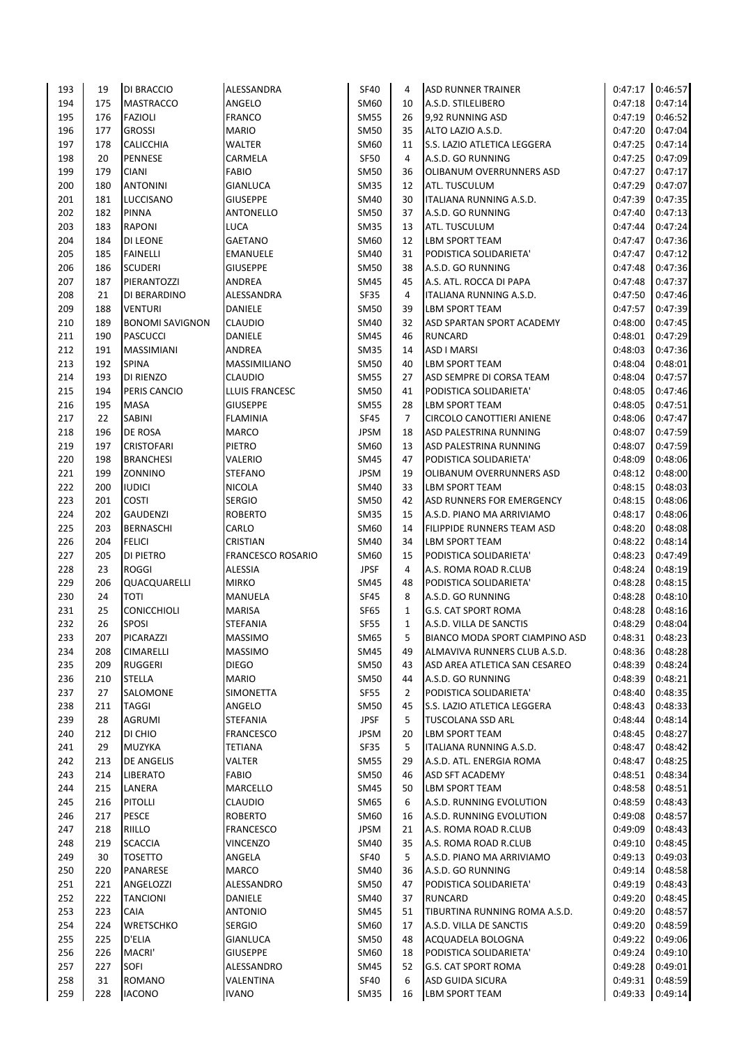| 193 | 19 | DI BRACCIO | ALESSANDRA | SF40 | 4 | ASD RUNNER TRAINER | 0:47:17 | 0:46:57 |
|---|---|---|---|---|---|---|---|---|
| 194 | 175 | MASTRACCO | ANGELO | SM60 | 10 | A.S.D. STILELIBERO | 0:47:18 | 0:47:14 |
| 195 | 176 | FAZIOLI | FRANCO | SM55 | 26 | 9,92 RUNNING ASD | 0:47:19 | 0:46:52 |
| 196 | 177 | GROSSI | MARIO | SM50 | 35 | ALTO LAZIO A.S.D. | 0:47:20 | 0:47:04 |
| 197 | 178 | CALICCHIA | WALTER | SM60 | 11 | S.S. LAZIO ATLETICA LEGGERA | 0:47:25 | 0:47:14 |
| 198 | 20 | PENNESE | CARMELA | SF50 | 4 | A.S.D. GO RUNNING | 0:47:25 | 0:47:09 |
| 199 | 179 | CIANI | FABIO | SM50 | 36 | OLIBANUM OVERRUNNERS ASD | 0:47:27 | 0:47:17 |
| 200 | 180 | ANTONINI | GIANLUCA | SM35 | 12 | ATL. TUSCULUM | 0:47:29 | 0:47:07 |
| 201 | 181 | LUCCISANO | GIUSEPPE | SM40 | 30 | ITALIANA RUNNING A.S.D. | 0:47:39 | 0:47:35 |
| 202 | 182 | PINNA | ANTONELLO | SM50 | 37 | A.S.D. GO RUNNING | 0:47:40 | 0:47:13 |
| 203 | 183 | RAPONI | LUCA | SM35 | 13 | ATL. TUSCULUM | 0:47:44 | 0:47:24 |
| 204 | 184 | DI LEONE | GAETANO | SM60 | 12 | LBM SPORT TEAM | 0:47:47 | 0:47:36 |
| 205 | 185 | FAINELLI | EMANUELE | SM40 | 31 | PODISTICA SOLIDARIETA' | 0:47:47 | 0:47:12 |
| 206 | 186 | SCUDERI | GIUSEPPE | SM50 | 38 | A.S.D. GO RUNNING | 0:47:48 | 0:47:36 |
| 207 | 187 | PIERANTOZZI | ANDREA | SM45 | 45 | A.S. ATL. ROCCA DI PAPA | 0:47:48 | 0:47:37 |
| 208 | 21 | DI BERARDINO | ALESSANDRA | SF35 | 4 | ITALIANA RUNNING A.S.D. | 0:47:50 | 0:47:46 |
| 209 | 188 | VENTURI | DANIELE | SM50 | 39 | LBM SPORT TEAM | 0:47:57 | 0:47:39 |
| 210 | 189 | BONOMI SAVIGNON | CLAUDIO | SM40 | 32 | ASD SPARTAN SPORT ACADEMY | 0:48:00 | 0:47:45 |
| 211 | 190 | PASCUCCI | DANIELE | SM45 | 46 | RUNCARD | 0:48:01 | 0:47:29 |
| 212 | 191 | MASSIMIANI | ANDREA | SM35 | 14 | ASD I MARSI | 0:48:03 | 0:47:36 |
| 213 | 192 | SPINA | MASSIMILIANO | SM50 | 40 | LBM SPORT TEAM | 0:48:04 | 0:48:01 |
| 214 | 193 | DI RIENZO | CLAUDIO | SM55 | 27 | ASD SEMPRE DI CORSA TEAM | 0:48:04 | 0:47:57 |
| 215 | 194 | PERIS CANCIO | LLUIS FRANCESC | SM50 | 41 | PODISTICA SOLIDARIETA' | 0:48:05 | 0:47:46 |
| 216 | 195 | MASA | GIUSEPPE | SM55 | 28 | LBM SPORT TEAM | 0:48:05 | 0:47:51 |
| 217 | 22 | SABINI | FLAMINIA | SF45 | 7 | CIRCOLO CANOTTIERI ANIENE | 0:48:06 | 0:47:47 |
| 218 | 196 | DE ROSA | MARCO | JPSM | 18 | ASD PALESTRINA RUNNING | 0:48:07 | 0:47:59 |
| 219 | 197 | CRISTOFARI | PIETRO | SM60 | 13 | ASD PALESTRINA RUNNING | 0:48:07 | 0:47:59 |
| 220 | 198 | BRANCHESI | VALERIO | SM45 | 47 | PODISTICA SOLIDARIETA' | 0:48:09 | 0:48:06 |
| 221 | 199 | ZONNINO | STEFANO | JPSM | 19 | OLIBANUM OVERRUNNERS ASD | 0:48:12 | 0:48:00 |
| 222 | 200 | IUDICI | NICOLA | SM40 | 33 | LBM SPORT TEAM | 0:48:15 | 0:48:03 |
| 223 | 201 | COSTI | SERGIO | SM50 | 42 | ASD RUNNERS FOR EMERGENCY | 0:48:15 | 0:48:06 |
| 224 | 202 | GAUDENZI | ROBERTO | SM35 | 15 | A.S.D. PIANO MA ARRIVIAMO | 0:48:17 | 0:48:06 |
| 225 | 203 | BERNASCHI | CARLO | SM60 | 14 | FILIPPIDE RUNNERS TEAM ASD | 0:48:20 | 0:48:08 |
| 226 | 204 | FELICI | CRISTIAN | SM40 | 34 | LBM SPORT TEAM | 0:48:22 | 0:48:14 |
| 227 | 205 | DI PIETRO | FRANCESCO ROSARIO | SM60 | 15 | PODISTICA SOLIDARIETA' | 0:48:23 | 0:47:49 |
| 228 | 23 | ROGGI | ALESSIA | JPSF | 4 | A.S. ROMA ROAD R.CLUB | 0:48:24 | 0:48:19 |
| 229 | 206 | QUACQUARELLI | MIRKO | SM45 | 48 | PODISTICA SOLIDARIETA' | 0:48:28 | 0:48:15 |
| 230 | 24 | TOTI | MANUELA | SF45 | 8 | A.S.D. GO RUNNING | 0:48:28 | 0:48:10 |
| 231 | 25 | CONICCHIOLI | MARISA | SF65 | 1 | G.S. CAT SPORT ROMA | 0:48:28 | 0:48:16 |
| 232 | 26 | SPOSI | STEFANIA | SF55 | 1 | A.S.D. VILLA DE SANCTIS | 0:48:29 | 0:48:04 |
| 233 | 207 | PICARAZZI | MASSIMO | SM65 | 5 | BIANCO MODA SPORT CIAMPINO ASD | 0:48:31 | 0:48:23 |
| 234 | 208 | CIMARELLI | MASSIMO | SM45 | 49 | ALMAVIVA RUNNERS CLUB A.S.D. | 0:48:36 | 0:48:28 |
| 235 | 209 | RUGGERI | DIEGO | SM50 | 43 | ASD AREA ATLETICA SAN CESAREO | 0:48:39 | 0:48:24 |
| 236 | 210 | STELLA | MARIO | SM50 | 44 | A.S.D. GO RUNNING | 0:48:39 | 0:48:21 |
| 237 | 27 | SALOMONE | SIMONETTA | SF55 | 2 | PODISTICA SOLIDARIETA' | 0:48:40 | 0:48:35 |
| 238 | 211 | TAGGI | ANGELO | SM50 | 45 | S.S. LAZIO ATLETICA LEGGERA | 0:48:43 | 0:48:33 |
| 239 | 28 | AGRUMI | STEFANIA | JPSF | 5 | TUSCOLANA SSD ARL | 0:48:44 | 0:48:14 |
| 240 | 212 | DI CHIO | FRANCESCO | JPSM | 20 | LBM SPORT TEAM | 0:48:45 | 0:48:27 |
| 241 | 29 | MUZYKA | TETIANA | SF35 | 5 | ITALIANA RUNNING A.S.D. | 0:48:47 | 0:48:42 |
| 242 | 213 | DE ANGELIS | VALTER | SM55 | 29 | A.S.D. ATL. ENERGIA ROMA | 0:48:47 | 0:48:25 |
| 243 | 214 | LIBERATO | FABIO | SM50 | 46 | ASD SFT ACADEMY | 0:48:51 | 0:48:34 |
| 244 | 215 | LANERA | MARCELLO | SM45 | 50 | LBM SPORT TEAM | 0:48:58 | 0:48:51 |
| 245 | 216 | PITOLLI | CLAUDIO | SM65 | 6 | A.S.D. RUNNING EVOLUTION | 0:48:59 | 0:48:43 |
| 246 | 217 | PESCE | ROBERTO | SM60 | 16 | A.S.D. RUNNING EVOLUTION | 0:49:08 | 0:48:57 |
| 247 | 218 | RIILLO | FRANCESCO | JPSM | 21 | A.S. ROMA ROAD R.CLUB | 0:49:09 | 0:48:43 |
| 248 | 219 | SCACCIA | VINCENZO | SM40 | 35 | A.S. ROMA ROAD R.CLUB | 0:49:10 | 0:48:45 |
| 249 | 30 | TOSETTO | ANGELA | SF40 | 5 | A.S.D. PIANO MA ARRIVIAMO | 0:49:13 | 0:49:03 |
| 250 | 220 | PANARESE | MARCO | SM40 | 36 | A.S.D. GO RUNNING | 0:49:14 | 0:48:58 |
| 251 | 221 | ANGELOZZI | ALESSANDRO | SM50 | 47 | PODISTICA SOLIDARIETA' | 0:49:19 | 0:48:43 |
| 252 | 222 | TANCIONI | DANIELE | SM40 | 37 | RUNCARD | 0:49:20 | 0:48:45 |
| 253 | 223 | CAIA | ANTONIO | SM45 | 51 | TIBURTINA RUNNING ROMA A.S.D. | 0:49:20 | 0:48:57 |
| 254 | 224 | WRETSCHKO | SERGIO | SM60 | 17 | A.S.D. VILLA DE SANCTIS | 0:49:20 | 0:48:59 |
| 255 | 225 | D'ELIA | GIANLUCA | SM50 | 48 | ACQUADELA BOLOGNA | 0:49:22 | 0:49:06 |
| 256 | 226 | MACRI' | GIUSEPPE | SM60 | 18 | PODISTICA SOLIDARIETA' | 0:49:24 | 0:49:10 |
| 257 | 227 | SOFI | ALESSANDRO | SM45 | 52 | G.S. CAT SPORT ROMA | 0:49:28 | 0:49:01 |
| 258 | 31 | ROMANO | VALENTINA | SF40 | 6 | ASD GUIDA SICURA | 0:49:31 | 0:48:59 |
| 259 | 228 | IACONO | IVANO | SM35 | 16 | LBM SPORT TEAM | 0:49:33 | 0:49:14 |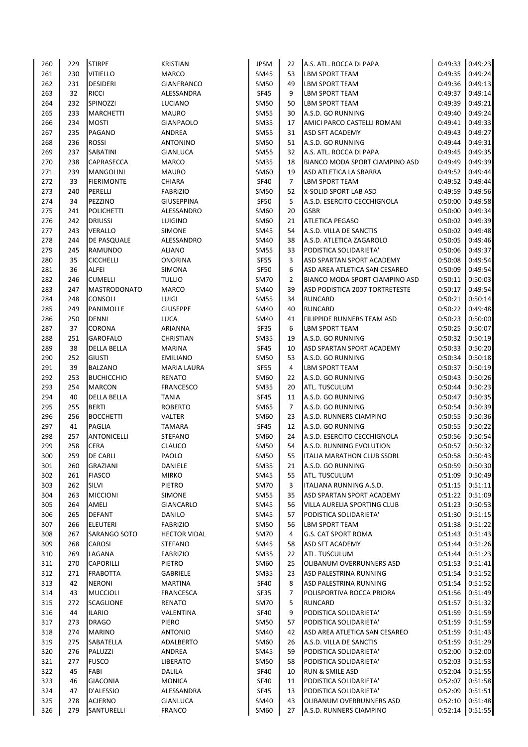| 260 | 229 | STIRPE | KRISTIAN | JPSM | 22 | A.S. ATL. ROCCA DI PAPA | 0:49:33 | 0:49:23 |
|---|---|---|---|---|---|---|---|---|
| 261 | 230 | VITIELLO | MARCO | SM45 | 53 | LBM SPORT TEAM | 0:49:35 | 0:49:24 |
| 262 | 231 | DESIDERI | GIANFRANCO | SM50 | 49 | LBM SPORT TEAM | 0:49:36 | 0:49:13 |
| 263 | 32 | RICCI | ALESSANDRA | SF45 | 9 | LBM SPORT TEAM | 0:49:37 | 0:49:14 |
| 264 | 232 | SPINOZZI | LUCIANO | SM50 | 50 | LBM SPORT TEAM | 0:49:39 | 0:49:21 |
| 265 | 233 | MARCHETTI | MAURO | SM55 | 30 | A.S.D. GO RUNNING | 0:49:40 | 0:49:24 |
| 266 | 234 | MOSTI | GIANPAOLO | SM35 | 17 | AMICI PARCO CASTELLI ROMANI | 0:49:41 | 0:49:33 |
| 267 | 235 | PAGANO | ANDREA | SM55 | 31 | ASD SFT ACADEMY | 0:49:43 | 0:49:27 |
| 268 | 236 | ROSSI | ANTONINO | SM50 | 51 | A.S.D. GO RUNNING | 0:49:44 | 0:49:31 |
| 269 | 237 | SABATINI | GIANLUCA | SM55 | 32 | A.S. ATL. ROCCA DI PAPA | 0:49:45 | 0:49:35 |
| 270 | 238 | CAPRASECCA | MARCO | SM35 | 18 | BIANCO MODA SPORT CIAMPINO ASD | 0:49:49 | 0:49:39 |
| 271 | 239 | MANGOLINI | MAURO | SM60 | 19 | ASD ATLETICA LA SBARRA | 0:49:52 | 0:49:44 |
| 272 | 33 | FIERIMONTE | CHIARA | SF40 | 7 | LBM SPORT TEAM | 0:49:52 | 0:49:44 |
| 273 | 240 | PERELLI | FABRIZIO | SM50 | 52 | X-SOLID SPORT LAB ASD | 0:49:59 | 0:49:56 |
| 274 | 34 | PEZZINO | GIUSEPPINA | SF50 | 5 | A.S.D. ESERCITO CECCHIGNOLA | 0:50:00 | 0:49:58 |
| 275 | 241 | POLICHETTI | ALESSANDRO | SM60 | 20 | GSBR | 0:50:00 | 0:49:34 |
| 276 | 242 | DRIUSSI | LUIGINO | SM60 | 21 | ATLETICA PEGASO | 0:50:02 | 0:49:39 |
| 277 | 243 | VERALLO | SIMONE | SM45 | 54 | A.S.D. VILLA DE SANCTIS | 0:50:02 | 0:49:48 |
| 278 | 244 | DE PASQUALE | ALESSANDRO | SM40 | 38 | A.S.D. ATLETICA ZAGAROLO | 0:50:05 | 0:49:46 |
| 279 | 245 | RAMUNDO | ALIANO | SM55 | 33 | PODISTICA SOLIDARIETA' | 0:50:06 | 0:49:37 |
| 280 | 35 | CICCHELLI | ONORINA | SF55 | 3 | ASD SPARTAN SPORT ACADEMY | 0:50:08 | 0:49:54 |
| 281 | 36 | ALFEI | SIMONA | SF50 | 6 | ASD AREA ATLETICA SAN CESAREO | 0:50:09 | 0:49:54 |
| 282 | 246 | CUMELLI | TULLIO | SM70 | 2 | BIANCO MODA SPORT CIAMPINO ASD | 0:50:11 | 0:50:03 |
| 283 | 247 | MASTRODONATO | MARCO | SM40 | 39 | ASD PODISTICA 2007 TORTRETESTE | 0:50:17 | 0:49:54 |
| 284 | 248 | CONSOLI | LUIGI | SM55 | 34 | RUNCARD | 0:50:21 | 0:50:14 |
| 285 | 249 | PANIMOLLE | GIUSEPPE | SM40 | 40 | RUNCARD | 0:50:22 | 0:49:48 |
| 286 | 250 | DENNI | LUCA | SM40 | 41 | FILIPPIDE RUNNERS TEAM ASD | 0:50:23 | 0:50:00 |
| 287 | 37 | CORONA | ARIANNA | SF35 | 6 | LBM SPORT TEAM | 0:50:25 | 0:50:07 |
| 288 | 251 | GAROFALO | CHRISTIAN | SM35 | 19 | A.S.D. GO RUNNING | 0:50:32 | 0:50:19 |
| 289 | 38 | DELLA BELLA | MARINA | SF45 | 10 | ASD SPARTAN SPORT ACADEMY | 0:50:33 | 0:50:20 |
| 290 | 252 | GIUSTI | EMILIANO | SM50 | 53 | A.S.D. GO RUNNING | 0:50:34 | 0:50:18 |
| 291 | 39 | BALZANO | MARIA LAURA | SF55 | 4 | LBM SPORT TEAM | 0:50:37 | 0:50:19 |
| 292 | 253 | BUCHICCHIO | RENATO | SM60 | 22 | A.S.D. GO RUNNING | 0:50:43 | 0:50:26 |
| 293 | 254 | MARCON | FRANCESCO | SM35 | 20 | ATL. TUSCULUM | 0:50:44 | 0:50:23 |
| 294 | 40 | DELLA BELLA | TANIA | SF45 | 11 | A.S.D. GO RUNNING | 0:50:47 | 0:50:35 |
| 295 | 255 | BERTI | ROBERTO | SM65 | 7 | A.S.D. GO RUNNING | 0:50:54 | 0:50:39 |
| 296 | 256 | BOCCHETTI | VALTER | SM60 | 23 | A.S.D. RUNNERS CIAMPINO | 0:50:55 | 0:50:36 |
| 297 | 41 | PAGLIA | TAMARA | SF45 | 12 | A.S.D. GO RUNNING | 0:50:55 | 0:50:22 |
| 298 | 257 | ANTONICELLI | STEFANO | SM60 | 24 | A.S.D. ESERCITO CECCHIGNOLA | 0:50:56 | 0:50:54 |
| 299 | 258 | CERA | CLAUCO | SM50 | 54 | A.S.D. RUNNING EVOLUTION | 0:50:57 | 0:50:32 |
| 300 | 259 | DE CARLI | PAOLO | SM50 | 55 | ITALIA MARATHON CLUB SSDRL | 0:50:58 | 0:50:43 |
| 301 | 260 | GRAZIANI | DANIELE | SM35 | 21 | A.S.D. GO RUNNING | 0:50:59 | 0:50:30 |
| 302 | 261 | FIASCO | MIRKO | SM45 | 55 | ATL. TUSCULUM | 0:51:09 | 0:50:49 |
| 303 | 262 | SILVI | PIETRO | SM70 | 3 | ITALIANA RUNNING A.S.D. | 0:51:15 | 0:51:11 |
| 304 | 263 | MICCIONI | SIMONE | SM55 | 35 | ASD SPARTAN SPORT ACADEMY | 0:51:22 | 0:51:09 |
| 305 | 264 | AMELI | GIANCARLO | SM45 | 56 | VILLA AURELIA SPORTING CLUB | 0:51:23 | 0:50:53 |
| 306 | 265 | DEFANT | DANILO | SM45 | 57 | PODISTICA SOLIDARIETA' | 0:51:30 | 0:51:15 |
| 307 | 266 | ELEUTERI | FABRIZIO | SM50 | 56 | LBM SPORT TEAM | 0:51:38 | 0:51:22 |
| 308 | 267 | SARANGO SOTO | HECTOR VIDAL | SM70 | 4 | G.S. CAT SPORT ROMA | 0:51:43 | 0:51:43 |
| 309 | 268 | CAROSI | STEFANO | SM45 | 58 | ASD SFT ACADEMY | 0:51:44 | 0:51:26 |
| 310 | 269 | LAGANA | FABRIZIO | SM35 | 22 | ATL. TUSCULUM | 0:51:44 | 0:51:23 |
| 311 | 270 | CAPORILLI | PIETRO | SM60 | 25 | OLIBANUM OVERRUNNERS ASD | 0:51:53 | 0:51:41 |
| 312 | 271 | FRABOTTA | GABRIELE | SM35 | 23 | ASD PALESTRINA RUNNING | 0:51:54 | 0:51:52 |
| 313 | 42 | NERONI | MARTINA | SF40 | 8 | ASD PALESTRINA RUNNING | 0:51:54 | 0:51:52 |
| 314 | 43 | MUCCIOLI | FRANCESCA | SF35 | 7 | POLISPORTIVA ROCCA PRIORA | 0:51:56 | 0:51:49 |
| 315 | 272 | SCAGLIONE | RENATO | SM70 | 5 | RUNCARD | 0:51:57 | 0:51:32 |
| 316 | 44 | ILARIO | VALENTINA | SF40 | 9 | PODISTICA SOLIDARIETA' | 0:51:59 | 0:51:59 |
| 317 | 273 | DRAGO | PIERO | SM50 | 57 | PODISTICA SOLIDARIETA' | 0:51:59 | 0:51:59 |
| 318 | 274 | MARINO | ANTONIO | SM40 | 42 | ASD AREA ATLETICA SAN CESAREO | 0:51:59 | 0:51:43 |
| 319 | 275 | SABATELLA | ADALBERTO | SM60 | 26 | A.S.D. VILLA DE SANCTIS | 0:51:59 | 0:51:29 |
| 320 | 276 | PALUZZI | ANDREA | SM45 | 59 | PODISTICA SOLIDARIETA' | 0:52:00 | 0:52:00 |
| 321 | 277 | FUSCO | LIBERATO | SM50 | 58 | PODISTICA SOLIDARIETA' | 0:52:03 | 0:51:53 |
| 322 | 45 | FABI | DALILA | SF40 | 10 | RUN & SMILE ASD | 0:52:04 | 0:51:55 |
| 323 | 46 | GIACONIA | MONICA | SF40 | 11 | PODISTICA SOLIDARIETA' | 0:52:07 | 0:51:58 |
| 324 | 47 | D'ALESSIO | ALESSANDRA | SF45 | 13 | PODISTICA SOLIDARIETA' | 0:52:09 | 0:51:51 |
| 325 | 278 | ACIERNO | GIANLUCA | SM40 | 43 | OLIBANUM OVERRUNNERS ASD | 0:52:10 | 0:51:48 |
| 326 | 279 | SANTURELLI | FRANCO | SM60 | 27 | A.S.D. RUNNERS CIAMPINO | 0:52:14 | 0:51:55 |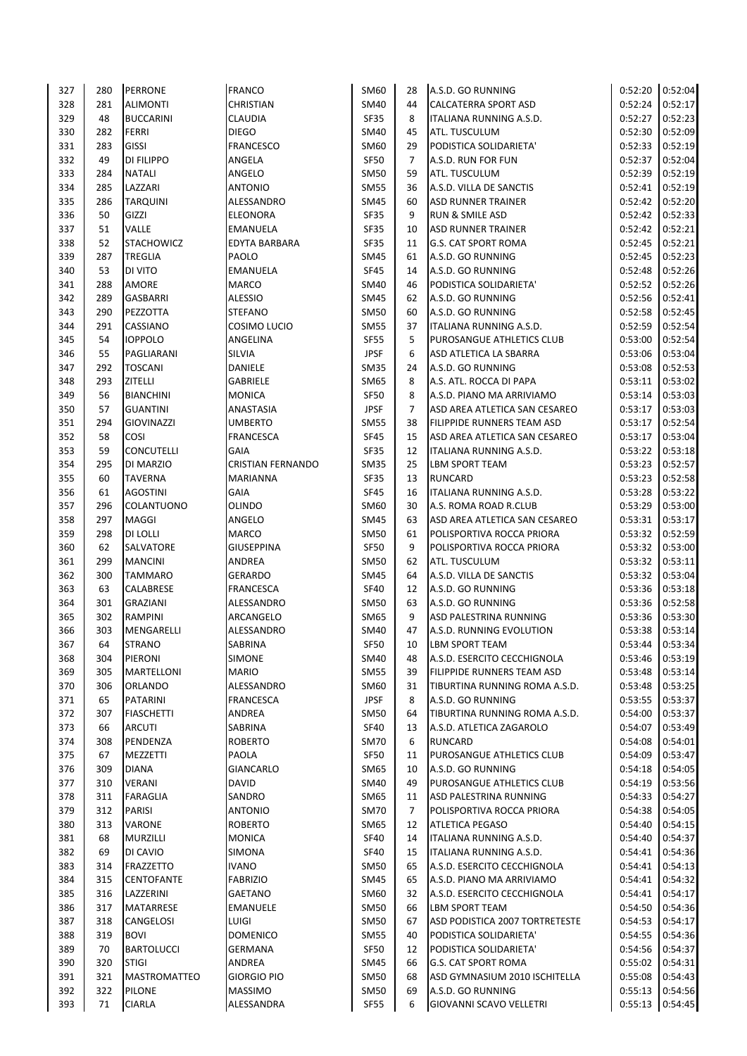| | | | | | | | | |
|---|---|---|---|---|---|---|---|---|
| 327 | 280 | PERRONE | FRANCO | SM60 | 28 | A.S.D. GO RUNNING | 0:52:20 | 0:52:04 |
| 328 | 281 | ALIMONTI | CHRISTIAN | SM40 | 44 | CALCATERRA SPORT ASD | 0:52:24 | 0:52:17 |
| 329 | 48 | BUCCARINI | CLAUDIA | SF35 | 8 | ITALIANA RUNNING A.S.D. | 0:52:27 | 0:52:23 |
| 330 | 282 | FERRI | DIEGO | SM40 | 45 | ATL. TUSCULUM | 0:52:30 | 0:52:09 |
| 331 | 283 | GISSI | FRANCESCO | SM60 | 29 | PODISTICA SOLIDARIETA' | 0:52:33 | 0:52:19 |
| 332 | 49 | DI FILIPPO | ANGELA | SF50 | 7 | A.S.D. RUN FOR FUN | 0:52:37 | 0:52:04 |
| 333 | 284 | NATALI | ANGELO | SM50 | 59 | ATL. TUSCULUM | 0:52:39 | 0:52:19 |
| 334 | 285 | LAZZARI | ANTONIO | SM55 | 36 | A.S.D. VILLA DE SANCTIS | 0:52:41 | 0:52:19 |
| 335 | 286 | TARQUINI | ALESSANDRO | SM45 | 60 | ASD RUNNER TRAINER | 0:52:42 | 0:52:20 |
| 336 | 50 | GIZZI | ELEONORA | SF35 | 9 | RUN & SMILE ASD | 0:52:42 | 0:52:33 |
| 337 | 51 | VALLE | EMANUELA | SF35 | 10 | ASD RUNNER TRAINER | 0:52:42 | 0:52:21 |
| 338 | 52 | STACHOWICZ | EDYTA BARBARA | SF35 | 11 | G.S. CAT SPORT ROMA | 0:52:45 | 0:52:21 |
| 339 | 287 | TREGLIA | PAOLO | SM45 | 61 | A.S.D. GO RUNNING | 0:52:45 | 0:52:23 |
| 340 | 53 | DI VITO | EMANUELA | SF45 | 14 | A.S.D. GO RUNNING | 0:52:48 | 0:52:26 |
| 341 | 288 | AMORE | MARCO | SM40 | 46 | PODISTICA SOLIDARIETA' | 0:52:52 | 0:52:26 |
| 342 | 289 | GASBARRI | ALESSIO | SM45 | 62 | A.S.D. GO RUNNING | 0:52:56 | 0:52:41 |
| 343 | 290 | PEZZOTTA | STEFANO | SM50 | 60 | A.S.D. GO RUNNING | 0:52:58 | 0:52:45 |
| 344 | 291 | CASSIANO | COSIMO LUCIO | SM55 | 37 | ITALIANA RUNNING A.S.D. | 0:52:59 | 0:52:54 |
| 345 | 54 | IOPPOLO | ANGELINA | SF55 | 5 | PUROSANGUE ATHLETICS CLUB | 0:53:00 | 0:52:54 |
| 346 | 55 | PAGLIARANI | SILVIA | JPSF | 6 | ASD ATLETICA LA SBARRA | 0:53:06 | 0:53:04 |
| 347 | 292 | TOSCANI | DANIELE | SM35 | 24 | A.S.D. GO RUNNING | 0:53:08 | 0:52:53 |
| 348 | 293 | ZITELLI | GABRIELE | SM65 | 8 | A.S. ATL. ROCCA DI PAPA | 0:53:11 | 0:53:02 |
| 349 | 56 | BIANCHINI | MONICA | SF50 | 8 | A.S.D. PIANO MA ARRIVIAMO | 0:53:14 | 0:53:03 |
| 350 | 57 | GUANTINI | ANASTASIA | JPSF | 7 | ASD AREA ATLETICA SAN CESAREO | 0:53:17 | 0:53:03 |
| 351 | 294 | GIOVINAZZI | UMBERTO | SM55 | 38 | FILIPPIDE RUNNERS TEAM ASD | 0:53:17 | 0:52:54 |
| 352 | 58 | COSI | FRANCESCA | SF45 | 15 | ASD AREA ATLETICA SAN CESAREO | 0:53:17 | 0:53:04 |
| 353 | 59 | CONCUTELLI | GAIA | SF35 | 12 | ITALIANA RUNNING A.S.D. | 0:53:22 | 0:53:18 |
| 354 | 295 | DI MARZIO | CRISTIAN FERNANDO | SM35 | 25 | LBM SPORT TEAM | 0:53:23 | 0:52:57 |
| 355 | 60 | TAVERNA | MARIANNA | SF35 | 13 | RUNCARD | 0:53:23 | 0:52:58 |
| 356 | 61 | AGOSTINI | GAIA | SF45 | 16 | ITALIANA RUNNING A.S.D. | 0:53:28 | 0:53:22 |
| 357 | 296 | COLANTUONO | OLINDO | SM60 | 30 | A.S. ROMA ROAD R.CLUB | 0:53:29 | 0:53:00 |
| 358 | 297 | MAGGI | ANGELO | SM45 | 63 | ASD AREA ATLETICA SAN CESAREO | 0:53:31 | 0:53:17 |
| 359 | 298 | DI LOLLI | MARCO | SM50 | 61 | POLISPORTIVA ROCCA PRIORA | 0:53:32 | 0:52:59 |
| 360 | 62 | SALVATORE | GIUSEPPINA | SF50 | 9 | POLISPORTIVA ROCCA PRIORA | 0:53:32 | 0:53:00 |
| 361 | 299 | MANCINI | ANDREA | SM50 | 62 | ATL. TUSCULUM | 0:53:32 | 0:53:11 |
| 362 | 300 | TAMMARO | GERARDO | SM45 | 64 | A.S.D. VILLA DE SANCTIS | 0:53:32 | 0:53:04 |
| 363 | 63 | CALABRESE | FRANCESCA | SF40 | 12 | A.S.D. GO RUNNING | 0:53:36 | 0:53:18 |
| 364 | 301 | GRAZIANI | ALESSANDRO | SM50 | 63 | A.S.D. GO RUNNING | 0:53:36 | 0:52:58 |
| 365 | 302 | RAMPINI | ARCANGELO | SM65 | 9 | ASD PALESTRINA RUNNING | 0:53:36 | 0:53:30 |
| 366 | 303 | MENGARELLI | ALESSANDRO | SM40 | 47 | A.S.D. RUNNING EVOLUTION | 0:53:38 | 0:53:14 |
| 367 | 64 | STRANO | SABRINA | SF50 | 10 | LBM SPORT TEAM | 0:53:44 | 0:53:34 |
| 368 | 304 | PIERONI | SIMONE | SM40 | 48 | A.S.D. ESERCITO CECCHIGNOLA | 0:53:46 | 0:53:19 |
| 369 | 305 | MARTELLONI | MARIO | SM55 | 39 | FILIPPIDE RUNNERS TEAM ASD | 0:53:48 | 0:53:14 |
| 370 | 306 | ORLANDO | ALESSANDRO | SM60 | 31 | TIBURTINA RUNNING ROMA A.S.D. | 0:53:48 | 0:53:25 |
| 371 | 65 | PATARINI | FRANCESCA | JPSF | 8 | A.S.D. GO RUNNING | 0:53:55 | 0:53:37 |
| 372 | 307 | FIASCHETTI | ANDREA | SM50 | 64 | TIBURTINA RUNNING ROMA A.S.D. | 0:54:00 | 0:53:37 |
| 373 | 66 | ARCUTI | SABRINA | SF40 | 13 | A.S.D. ATLETICA ZAGAROLO | 0:54:07 | 0:53:49 |
| 374 | 308 | PENDENZA | ROBERTO | SM70 | 6 | RUNCARD | 0:54:08 | 0:54:01 |
| 375 | 67 | MEZZETTI | PAOLA | SF50 | 11 | PUROSANGUE ATHLETICS CLUB | 0:54:09 | 0:53:47 |
| 376 | 309 | DIANA | GIANCARLO | SM65 | 10 | A.S.D. GO RUNNING | 0:54:18 | 0:54:05 |
| 377 | 310 | VERANI | DAVID | SM40 | 49 | PUROSANGUE ATHLETICS CLUB | 0:54:19 | 0:53:56 |
| 378 | 311 | FARAGLIA | SANDRO | SM65 | 11 | ASD PALESTRINA RUNNING | 0:54:33 | 0:54:27 |
| 379 | 312 | PARISI | ANTONIO | SM70 | 7 | POLISPORTIVA ROCCA PRIORA | 0:54:38 | 0:54:05 |
| 380 | 313 | VARONE | ROBERTO | SM65 | 12 | ATLETICA PEGASO | 0:54:40 | 0:54:15 |
| 381 | 68 | MURZILLI | MONICA | SF40 | 14 | ITALIANA RUNNING A.S.D. | 0:54:40 | 0:54:37 |
| 382 | 69 | DI CAVIO | SIMONA | SF40 | 15 | ITALIANA RUNNING A.S.D. | 0:54:41 | 0:54:36 |
| 383 | 314 | FRAZZETTO | IVANO | SM50 | 65 | A.S.D. ESERCITO CECCHIGNOLA | 0:54:41 | 0:54:13 |
| 384 | 315 | CENTOFANTE | FABRIZIO | SM45 | 65 | A.S.D. PIANO MA ARRIVIAMO | 0:54:41 | 0:54:32 |
| 385 | 316 | LAZZERINI | GAETANO | SM60 | 32 | A.S.D. ESERCITO CECCHIGNOLA | 0:54:41 | 0:54:17 |
| 386 | 317 | MATARRESE | EMANUELE | SM50 | 66 | LBM SPORT TEAM | 0:54:50 | 0:54:36 |
| 387 | 318 | CANGELOSI | LUIGI | SM50 | 67 | ASD PODISTICA 2007 TORTRETESTE | 0:54:53 | 0:54:17 |
| 388 | 319 | BOVI | DOMENICO | SM55 | 40 | PODISTICA SOLIDARIETA' | 0:54:55 | 0:54:36 |
| 389 | 70 | BARTOLUCCI | GERMANA | SF50 | 12 | PODISTICA SOLIDARIETA' | 0:54:56 | 0:54:37 |
| 390 | 320 | STIGI | ANDREA | SM45 | 66 | G.S. CAT SPORT ROMA | 0:55:02 | 0:54:31 |
| 391 | 321 | MASTROMATTEO | GIORGIO PIO | SM50 | 68 | ASD GYMNASIUM 2010 ISCHITELLA | 0:55:08 | 0:54:43 |
| 392 | 322 | PILONE | MASSIMO | SM50 | 69 | A.S.D. GO RUNNING | 0:55:13 | 0:54:56 |
| 393 | 71 | CIARLA | ALESSANDRA | SF55 | 6 | GIOVANNI SCAVO VELLETRI | 0:55:13 | 0:54:45 |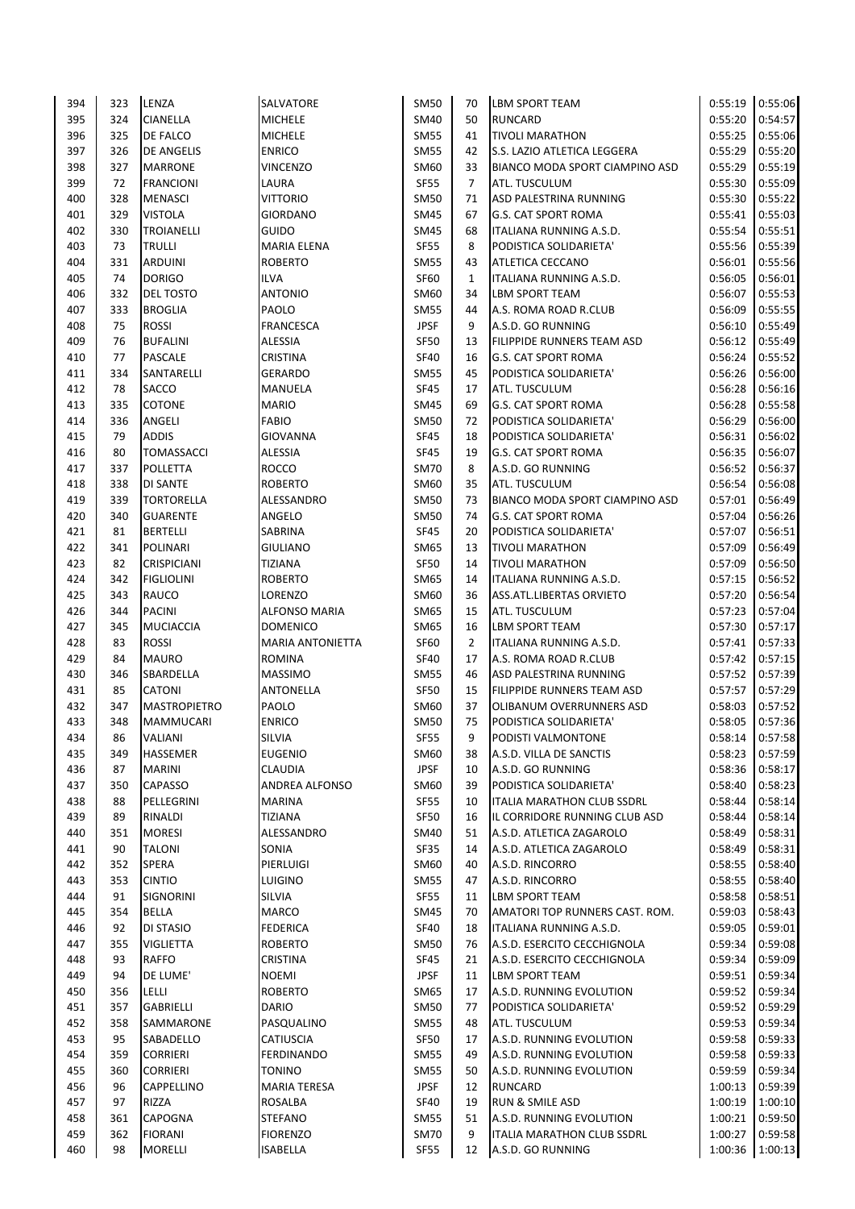| 394 | 323 | LENZA | SALVATORE | SM50 | 70 | LBM SPORT TEAM | 0:55:19 | 0:55:06 |
|---|---|---|---|---|---|---|---|---|
| 395 | 324 | CIANELLA | MICHELE | SM40 | 50 | RUNCARD | 0:55:20 | 0:54:57 |
| 396 | 325 | DE FALCO | MICHELE | SM55 | 41 | TIVOLI MARATHON | 0:55:25 | 0:55:06 |
| 397 | 326 | DE ANGELIS | ENRICO | SM55 | 42 | S.S. LAZIO ATLETICA LEGGERA | 0:55:29 | 0:55:20 |
| 398 | 327 | MARRONE | VINCENZO | SM60 | 33 | BIANCO MODA SPORT CIAMPINO ASD | 0:55:29 | 0:55:19 |
| 399 | 72 | FRANCIONI | LAURA | SF55 | 7 | ATL. TUSCULUM | 0:55:30 | 0:55:09 |
| 400 | 328 | MENASCI | VITTORIO | SM50 | 71 | ASD PALESTRINA RUNNING | 0:55:30 | 0:55:22 |
| 401 | 329 | VISTOLA | GIORDANO | SM45 | 67 | G.S. CAT SPORT ROMA | 0:55:41 | 0:55:03 |
| 402 | 330 | TROIANELLI | GUIDO | SM45 | 68 | ITALIANA RUNNING A.S.D. | 0:55:54 | 0:55:51 |
| 403 | 73 | TRULLI | MARIA ELENA | SF55 | 8 | PODISTICA SOLIDARIETA' | 0:55:56 | 0:55:39 |
| 404 | 331 | ARDUINI | ROBERTO | SM55 | 43 | ATLETICA CECCANO | 0:56:01 | 0:55:56 |
| 405 | 74 | DORIGO | ILVA | SF60 | 1 | ITALIANA RUNNING A.S.D. | 0:56:05 | 0:56:01 |
| 406 | 332 | DEL TOSTO | ANTONIO | SM60 | 34 | LBM SPORT TEAM | 0:56:07 | 0:55:53 |
| 407 | 333 | BROGLIA | PAOLO | SM55 | 44 | A.S. ROMA ROAD R.CLUB | 0:56:09 | 0:55:55 |
| 408 | 75 | ROSSI | FRANCESCA | JPSF | 9 | A.S.D. GO RUNNING | 0:56:10 | 0:55:49 |
| 409 | 76 | BUFALINI | ALESSIA | SF50 | 13 | FILIPPIDE RUNNERS TEAM ASD | 0:56:12 | 0:55:49 |
| 410 | 77 | PASCALE | CRISTINA | SF40 | 16 | G.S. CAT SPORT ROMA | 0:56:24 | 0:55:52 |
| 411 | 334 | SANTARELLI | GERARDO | SM55 | 45 | PODISTICA SOLIDARIETA' | 0:56:26 | 0:56:00 |
| 412 | 78 | SACCO | MANUELA | SF45 | 17 | ATL. TUSCULUM | 0:56:28 | 0:56:16 |
| 413 | 335 | COTONE | MARIO | SM45 | 69 | G.S. CAT SPORT ROMA | 0:56:28 | 0:55:58 |
| 414 | 336 | ANGELI | FABIO | SM50 | 72 | PODISTICA SOLIDARIETA' | 0:56:29 | 0:56:00 |
| 415 | 79 | ADDIS | GIOVANNA | SF45 | 18 | PODISTICA SOLIDARIETA' | 0:56:31 | 0:56:02 |
| 416 | 80 | TOMASSACCI | ALESSIA | SF45 | 19 | G.S. CAT SPORT ROMA | 0:56:35 | 0:56:07 |
| 417 | 337 | POLLETTA | ROCCO | SM70 | 8 | A.S.D. GO RUNNING | 0:56:52 | 0:56:37 |
| 418 | 338 | DI SANTE | ROBERTO | SM60 | 35 | ATL. TUSCULUM | 0:56:54 | 0:56:08 |
| 419 | 339 | TORTORELLA | ALESSANDRO | SM50 | 73 | BIANCO MODA SPORT CIAMPINO ASD | 0:57:01 | 0:56:49 |
| 420 | 340 | GUARENTE | ANGELO | SM50 | 74 | G.S. CAT SPORT ROMA | 0:57:04 | 0:56:26 |
| 421 | 81 | BERTELLI | SABRINA | SF45 | 20 | PODISTICA SOLIDARIETA' | 0:57:07 | 0:56:51 |
| 422 | 341 | POLINARI | GIULIANO | SM65 | 13 | PODISTICA SOLIDARIETA' | 0:57:09 | 0:56:49 |
| 423 | 82 | CRISPICIANI | TIZIANA | SF50 | 14 | TIVOLI MARATHON | 0:57:09 | 0:56:50 |
| 424 | 342 | FIGLIOLINI | ROBERTO | SM65 | 14 | ITALIANA RUNNING A.S.D. | 0:57:15 | 0:56:52 |
| 425 | 343 | RAUCO | LORENZO | SM60 | 36 | ASS.ATL.LIBERTAS ORVIETO | 0:57:20 | 0:56:54 |
| 426 | 344 | PACINI | ALFONSO MARIA | SM65 | 15 | ATL. TUSCULUM | 0:57:23 | 0:57:04 |
| 427 | 345 | MUCIACCIA | DOMENICO | SM65 | 16 | LBM SPORT TEAM | 0:57:30 | 0:57:17 |
| 428 | 83 | ROSSI | MARIA ANTONIETTA | SF60 | 2 | ITALIANA RUNNING A.S.D. | 0:57:41 | 0:57:33 |
| 429 | 84 | MAURO | ROMINA | SF40 | 17 | A.S. ROMA ROAD R.CLUB | 0:57:42 | 0:57:15 |
| 430 | 346 | SBARDELLA | MASSIMO | SM55 | 46 | ASD PALESTRINA RUNNING | 0:57:52 | 0:57:39 |
| 431 | 85 | CATONI | ANTONELLA | SF50 | 15 | FILIPPIDE RUNNERS TEAM ASD | 0:57:57 | 0:57:29 |
| 432 | 347 | MASTROPIETRO | PAOLO | SM60 | 37 | OLIBANUM OVERRUNNERS ASD | 0:58:03 | 0:57:52 |
| 433 | 348 | MAMMUCARI | ENRICO | SM50 | 75 | PODISTICA SOLIDARIETA' | 0:58:05 | 0:57:36 |
| 434 | 86 | VALIANI | SILVIA | SF55 | 9 | PODISTI VALMONTONE | 0:58:14 | 0:57:58 |
| 435 | 349 | HASSEMER | EUGENIO | SM60 | 38 | A.S.D. VILLA DE SANCTIS | 0:58:23 | 0:57:59 |
| 436 | 87 | MARINI | CLAUDIA | JPSF | 10 | A.S.D. GO RUNNING | 0:58:36 | 0:58:17 |
| 437 | 350 | CAPASSO | ANDREA ALFONSO | SM60 | 39 | PODISTICA SOLIDARIETA' | 0:58:40 | 0:58:23 |
| 438 | 88 | PELLEGRINI | MARINA | SF55 | 10 | ITALIA MARATHON CLUB SSDRL | 0:58:44 | 0:58:14 |
| 439 | 89 | RINALDI | TIZIANA | SF50 | 16 | IL CORRIDORE RUNNING CLUB ASD | 0:58:44 | 0:58:14 |
| 440 | 351 | MORESI | ALESSANDRO | SM40 | 51 | A.S.D. ATLETICA ZAGAROLO | 0:58:49 | 0:58:31 |
| 441 | 90 | TALONI | SONIA | SF35 | 14 | A.S.D. ATLETICA ZAGAROLO | 0:58:49 | 0:58:31 |
| 442 | 352 | SPERA | PIERLUIGI | SM60 | 40 | A.S.D. RINCORRO | 0:58:55 | 0:58:40 |
| 443 | 353 | CINTIO | LUIGINO | SM55 | 47 | A.S.D. RINCORRO | 0:58:55 | 0:58:40 |
| 444 | 91 | SIGNORINI | SILVIA | SF55 | 11 | LBM SPORT TEAM | 0:58:58 | 0:58:51 |
| 445 | 354 | BELLA | MARCO | SM45 | 70 | AMATORI TOP RUNNERS CAST. ROM. | 0:59:03 | 0:58:43 |
| 446 | 92 | DI STASIO | FEDERICA | SF40 | 18 | ITALIANA RUNNING A.S.D. | 0:59:05 | 0:59:01 |
| 447 | 355 | VIGLIETTA | ROBERTO | SM50 | 76 | A.S.D. ESERCITO CECCHIGNOLA | 0:59:34 | 0:59:08 |
| 448 | 93 | RAFFO | CRISTINA | SF45 | 21 | A.S.D. ESERCITO CECCHIGNOLA | 0:59:34 | 0:59:09 |
| 449 | 94 | DE LUME' | NOEMI | JPSF | 11 | LBM SPORT TEAM | 0:59:51 | 0:59:34 |
| 450 | 356 | LELLI | ROBERTO | SM65 | 17 | A.S.D. RUNNING EVOLUTION | 0:59:52 | 0:59:34 |
| 451 | 357 | GABRIELLI | DARIO | SM50 | 77 | PODISTICA SOLIDARIETA' | 0:59:52 | 0:59:29 |
| 452 | 358 | SAMMARONE | PASQUALINO | SM55 | 48 | ATL. TUSCULUM | 0:59:53 | 0:59:34 |
| 453 | 95 | SABADELLO | CATIUSCIA | SF50 | 17 | A.S.D. RUNNING EVOLUTION | 0:59:58 | 0:59:33 |
| 454 | 359 | CORRIERI | FERDINANDO | SM55 | 49 | A.S.D. RUNNING EVOLUTION | 0:59:58 | 0:59:33 |
| 455 | 360 | CORRIERI | TONINO | SM55 | 50 | A.S.D. RUNNING EVOLUTION | 0:59:59 | 0:59:34 |
| 456 | 96 | CAPPELLINO | MARIA TERESA | JPSF | 12 | RUNCARD | 1:00:13 | 0:59:39 |
| 457 | 97 | RIZZA | ROSALBA | SF40 | 19 | RUN & SMILE ASD | 1:00:19 | 1:00:10 |
| 458 | 361 | CAPOGNA | STEFANO | SM55 | 51 | A.S.D. RUNNING EVOLUTION | 1:00:21 | 0:59:50 |
| 459 | 362 | FIORANI | FIORENZO | SM70 | 9 | ITALIA MARATHON CLUB SSDRL | 1:00:27 | 0:59:58 |
| 460 | 98 | MORELLI | ISABELLA | SF55 | 12 | A.S.D. GO RUNNING | 1:00:36 | 1:00:13 |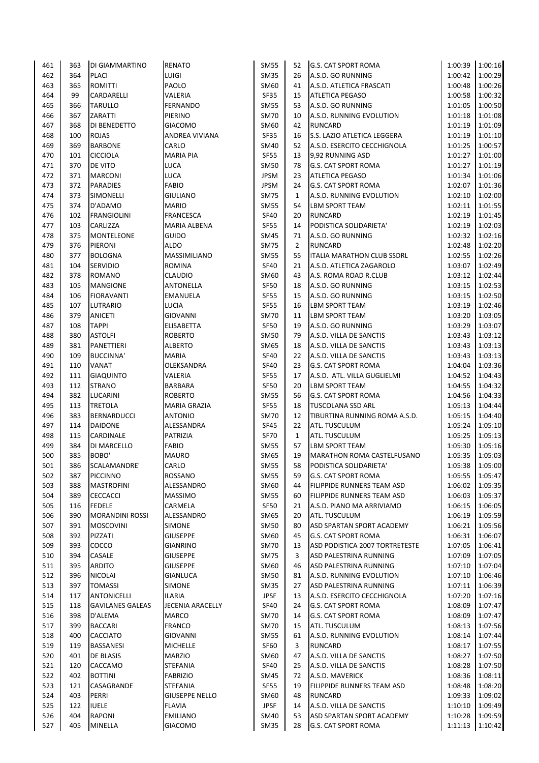| 461 | 363 | DI GIAMMARTINO | RENATO | SM55 | 52 | G.S. CAT SPORT ROMA | 1:00:39 | 1:00:16 |
|---|---|---|---|---|---|---|---|---|
| 462 | 364 | PLACI | LUIGI | SM35 | 26 | A.S.D. GO RUNNING | 1:00:42 | 1:00:29 |
| 463 | 365 | ROMITTI | PAOLO | SM60 | 41 | A.S.D. ATLETICA FRASCATI | 1:00:48 | 1:00:26 |
| 464 | 99 | CARDARELLI | VALERIA | SF35 | 15 | ATLETICA PEGASO | 1:00:58 | 1:00:32 |
| 465 | 366 | TARULLO | FERNANDO | SM55 | 53 | A.S.D. GO RUNNING | 1:01:05 | 1:00:50 |
| 466 | 367 | ZARATTI | PIERINO | SM70 | 10 | A.S.D. RUNNING EVOLUTION | 1:01:18 | 1:01:08 |
| 467 | 368 | DI BENEDETTO | GIACOMO | SM60 | 42 | RUNCARD | 1:01:19 | 1:01:09 |
| 468 | 100 | ROJAS | ANDREA VIVIANA | SF35 | 16 | S.S. LAZIO ATLETICA LEGGERA | 1:01:19 | 1:01:10 |
| 469 | 369 | BARBONE | CARLO | SM40 | 52 | A.S.D. ESERCITO CECCHIGNOLA | 1:01:25 | 1:00:57 |
| 470 | 101 | CICCIOLA | MARIA PIA | SF55 | 13 | 9,92 RUNNING ASD | 1:01:27 | 1:01:00 |
| 471 | 370 | DE VITO | LUCA | SM50 | 78 | G.S. CAT SPORT ROMA | 1:01:27 | 1:01:19 |
| 472 | 371 | MARCONI | LUCA | JPSM | 23 | ATLETICA PEGASO | 1:01:34 | 1:01:06 |
| 473 | 372 | PARADIES | FABIO | JPSM | 24 | G.S. CAT SPORT ROMA | 1:02:07 | 1:01:36 |
| 474 | 373 | SIMONELLI | GIULIANO | SM75 | 1 | A.S.D. RUNNING EVOLUTION | 1:02:10 | 1:02:00 |
| 475 | 374 | D'ADAMO | MARIO | SM55 | 54 | LBM SPORT TEAM | 1:02:11 | 1:01:55 |
| 476 | 102 | FRANGIOLINI | FRANCESCA | SF40 | 20 | RUNCARD | 1:02:19 | 1:01:45 |
| 477 | 103 | CARLIZZA | MARIA ALBENA | SF55 | 14 | PODISTICA SOLIDARIETA' | 1:02:19 | 1:02:03 |
| 478 | 375 | MONTELEONE | GUIDO | SM45 | 71 | A.S.D. GO RUNNING | 1:02:32 | 1:02:16 |
| 479 | 376 | PIERONI | ALDO | SM75 | 2 | RUNCARD | 1:02:48 | 1:02:20 |
| 480 | 377 | BOLOGNA | MASSIMILIANO | SM55 | 55 | ITALIA MARATHON CLUB SSDRL | 1:02:55 | 1:02:26 |
| 481 | 104 | SERVIDIO | ROMINA | SF40 | 21 | A.S.D. ATLETICA ZAGAROLO | 1:03:07 | 1:02:49 |
| 482 | 378 | ROMANO | CLAUDIO | SM60 | 43 | A.S. ROMA ROAD R.CLUB | 1:03:12 | 1:02:44 |
| 483 | 105 | MANGIONE | ANTONELLA | SF50 | 18 | A.S.D. GO RUNNING | 1:03:15 | 1:02:53 |
| 484 | 106 | FIORAVANTI | EMANUELA | SF55 | 15 | A.S.D. GO RUNNING | 1:03:15 | 1:02:50 |
| 485 | 107 | LUTRARIO | LUCIA | SF55 | 16 | LBM SPORT TEAM | 1:03:19 | 1:02:46 |
| 486 | 379 | ANICETI | GIOVANNI | SM70 | 11 | LBM SPORT TEAM | 1:03:20 | 1:03:05 |
| 487 | 108 | TAPPI | ELISABETTA | SF50 | 19 | A.S.D. GO RUNNING | 1:03:29 | 1:03:07 |
| 488 | 380 | ASTOLFI | ROBERTO | SM50 | 79 | A.S.D. VILLA DE SANCTIS | 1:03:43 | 1:03:12 |
| 489 | 381 | PANETTIERI | ALBERTO | SM65 | 18 | A.S.D. VILLA DE SANCTIS | 1:03:43 | 1:03:13 |
| 490 | 109 | BUCCINNA' | MARIA | SF40 | 22 | A.S.D. VILLA DE SANCTIS | 1:03:43 | 1:03:13 |
| 491 | 110 | VANAT | OLEKSANDRA | SF40 | 23 | G.S. CAT SPORT ROMA | 1:04:04 | 1:03:36 |
| 492 | 111 | GIAQUINTO | VALERIA | SF55 | 17 | A.S.D. ATL. VILLA GUGLIELMI | 1:04:52 | 1:04:43 |
| 493 | 112 | STRANO | BARBARA | SF50 | 20 | LBM SPORT TEAM | 1:04:55 | 1:04:32 |
| 494 | 382 | LUCARINI | ROBERTO | SM55 | 56 | G.S. CAT SPORT ROMA | 1:04:56 | 1:04:33 |
| 495 | 113 | TRETOLA | MARIA GRAZIA | SF55 | 18 | TUSCOLANA SSD ARL | 1:05:13 | 1:04:44 |
| 496 | 383 | BERNARDUCCI | ANTONIO | SM70 | 12 | TIBURTINA RUNNING ROMA A.S.D. | 1:05:15 | 1:04:40 |
| 497 | 114 | DAIDONE | ALESSANDRA | SF45 | 22 | ATL. TUSCULUM | 1:05:24 | 1:05:10 |
| 498 | 115 | CARDINALE | PATRIZIA | SF70 | 1 | ATL. TUSCULUM | 1:05:25 | 1:05:13 |
| 499 | 384 | DI MARCELLO | FABIO | SM55 | 57 | LBM SPORT TEAM | 1:05:30 | 1:05:16 |
| 500 | 385 | BOBO' | MAURO | SM65 | 19 | MARATHON ROMA CASTELFUSANO | 1:05:35 | 1:05:03 |
| 501 | 386 | SCALAMANDRE' | CARLO | SM55 | 58 | PODISTICA SOLIDARIETA' | 1:05:38 | 1:05:00 |
| 502 | 387 | PICCINNO | ROSSANO | SM55 | 59 | G.S. CAT SPORT ROMA | 1:05:55 | 1:05:47 |
| 503 | 388 | MASTROFINI | ALESSANDRO | SM60 | 44 | FILIPPIDE RUNNERS TEAM ASD | 1:06:02 | 1:05:35 |
| 504 | 389 | CECCACCI | MASSIMO | SM55 | 60 | FILIPPIDE RUNNERS TEAM ASD | 1:06:03 | 1:05:37 |
| 505 | 116 | FEDELE | CARMELA | SF50 | 21 | A.S.D. PIANO MA ARRIVIAMO | 1:06:15 | 1:06:05 |
| 506 | 390 | MORANDINI ROSSI | ALESSANDRO | SM65 | 20 | ATL. TUSCULUM | 1:06:19 | 1:05:59 |
| 507 | 391 | MOSCOVINI | SIMONE | SM50 | 80 | ASD SPARTAN SPORT ACADEMY | 1:06:21 | 1:05:56 |
| 508 | 392 | PIZZATI | GIUSEPPE | SM60 | 45 | G.S. CAT SPORT ROMA | 1:06:31 | 1:06:07 |
| 509 | 393 | COCCO | GIANRINO | SM70 | 13 | ASD PODISTICA 2007 TORTRETESTE | 1:07:05 | 1:06:41 |
| 510 | 394 | CASALE | GIUSEPPE | SM75 | 3 | ASD PALESTRINA RUNNING | 1:07:09 | 1:07:05 |
| 511 | 395 | ARDITO | GIUSEPPE | SM60 | 46 | ASD PALESTRINA RUNNING | 1:07:10 | 1:07:04 |
| 512 | 396 | NICOLAI | GIANLUCA | SM50 | 81 | A.S.D. RUNNING EVOLUTION | 1:07:10 | 1:06:46 |
| 513 | 397 | TOMASSI | SIMONE | SM35 | 27 | ASD PALESTRINA RUNNING | 1:07:11 | 1:06:39 |
| 514 | 117 | ANTONICELLI | ILARIA | JPSF | 13 | A.S.D. ESERCITO CECCHIGNOLA | 1:07:20 | 1:07:16 |
| 515 | 118 | GAVILANES GALEAS | JECENIA ARACELLY | SF40 | 24 | G.S. CAT SPORT ROMA | 1:08:09 | 1:07:47 |
| 516 | 398 | D'ALEMA | MARCO | SM70 | 14 | G.S. CAT SPORT ROMA | 1:08:09 | 1:07:47 |
| 517 | 399 | BACCARI | FRANCO | SM70 | 15 | ATL. TUSCULUM | 1:08:13 | 1:07:56 |
| 518 | 400 | CACCIATO | GIOVANNI | SM55 | 61 | A.S.D. RUNNING EVOLUTION | 1:08:14 | 1:07:44 |
| 519 | 119 | BASSANESI | MICHELLE | SF60 | 3 | RUNCARD | 1:08:17 | 1:07:55 |
| 520 | 401 | DE BLASIS | MARZIO | SM60 | 47 | A.S.D. VILLA DE SANCTIS | 1:08:27 | 1:07:50 |
| 521 | 120 | CACCAMO | STEFANIA | SF40 | 25 | A.S.D. VILLA DE SANCTIS | 1:08:28 | 1:07:50 |
| 522 | 402 | BOTTINI | FABRIZIO | SM45 | 72 | A.S.D. MAVERICK | 1:08:36 | 1:08:11 |
| 523 | 121 | CASAGRANDE | STEFANIA | SF55 | 19 | FILIPPIDE RUNNERS TEAM ASD | 1:08:48 | 1:08:20 |
| 524 | 403 | PERRI | GIUSEPPE NELLO | SM60 | 48 | RUNCARD | 1:09:33 | 1:09:02 |
| 525 | 122 | IUELE | FLAVIA | JPSF | 14 | A.S.D. VILLA DE SANCTIS | 1:10:10 | 1:09:49 |
| 526 | 404 | RAPONI | EMILIANO | SM40 | 53 | ASD SPARTAN SPORT ACADEMY | 1:10:28 | 1:09:59 |
| 527 | 405 | MINELLA | GIACOMO | SM35 | 28 | G.S. CAT SPORT ROMA | 1:11:13 | 1:10:42 |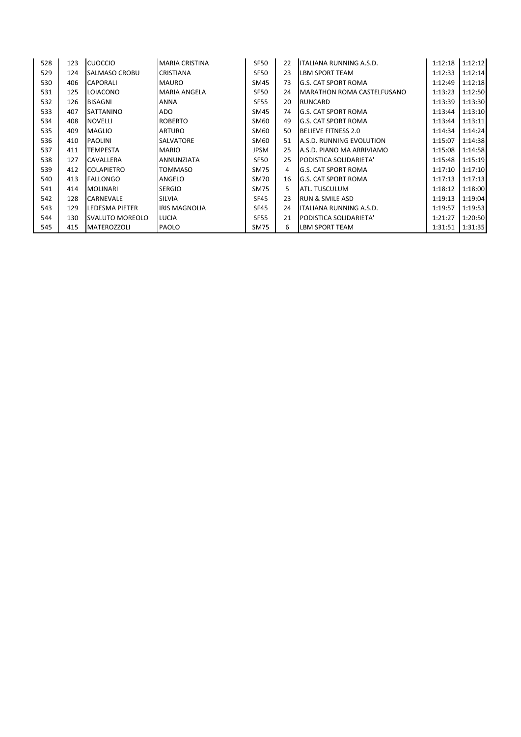| | | | | | | | | |
|---|---|---|---|---|---|---|---|---|
| 528 | 123 | CUOCCIO | MARIA CRISTINA | SF50 | 22 | ITALIANA RUNNING A.S.D. | 1:12:18 | 1:12:12 |
| 529 | 124 | SALMASO CROBU | CRISTIANA | SF50 | 23 | LBM SPORT TEAM | 1:12:33 | 1:12:14 |
| 530 | 406 | CAPORALI | MAURO | SM45 | 73 | G.S. CAT SPORT ROMA | 1:12:49 | 1:12:18 |
| 531 | 125 | LOIACONO | MARIA ANGELA | SF50 | 24 | MARATHON ROMA CASTELFUSANO | 1:13:23 | 1:12:50 |
| 532 | 126 | BISAGNI | ANNA | SF55 | 20 | RUNCARD | 1:13:39 | 1:13:30 |
| 533 | 407 | SATTANINO | ADO | SM45 | 74 | G.S. CAT SPORT ROMA | 1:13:44 | 1:13:10 |
| 534 | 408 | NOVELLI | ROBERTO | SM60 | 49 | G.S. CAT SPORT ROMA | 1:13:44 | 1:13:11 |
| 535 | 409 | MAGLIO | ARTURO | SM60 | 50 | BELIEVE FITNESS 2.0 | 1:14:34 | 1:14:24 |
| 536 | 410 | PAOLINI | SALVATORE | SM60 | 51 | A.S.D. RUNNING EVOLUTION | 1:15:07 | 1:14:38 |
| 537 | 411 | TEMPESTA | MARIO | JPSM | 25 | A.S.D. PIANO MA ARRIVIAMO | 1:15:08 | 1:14:58 |
| 538 | 127 | CAVALLERA | ANNUNZIATA | SF50 | 25 | PODISTICA SOLIDARIETA' | 1:15:48 | 1:15:19 |
| 539 | 412 | COLAPIETRO | TOMMASO | SM75 | 4 | G.S. CAT SPORT ROMA | 1:17:10 | 1:17:10 |
| 540 | 413 | FALLONGO | ANGELO | SM70 | 16 | G.S. CAT SPORT ROMA | 1:17:13 | 1:17:13 |
| 541 | 414 | MOLINARI | SERGIO | SM75 | 5 | ATL. TUSCULUM | 1:18:12 | 1:18:00 |
| 542 | 128 | CARNEVALE | SILVIA | SF45 | 23 | RUN & SMILE ASD | 1:19:13 | 1:19:04 |
| 543 | 129 | LEDESMA PIETER | IRIS MAGNOLIA | SF45 | 24 | ITALIANA RUNNING A.S.D. | 1:19:57 | 1:19:53 |
| 544 | 130 | SVALUTO MOREOLO | LUCIA | SF55 | 21 | PODISTICA SOLIDARIETA' | 1:21:27 | 1:20:50 |
| 545 | 415 | MATEROZZOLI | PAOLO | SM75 | 6 | LBM SPORT TEAM | 1:31:51 | 1:31:35 |